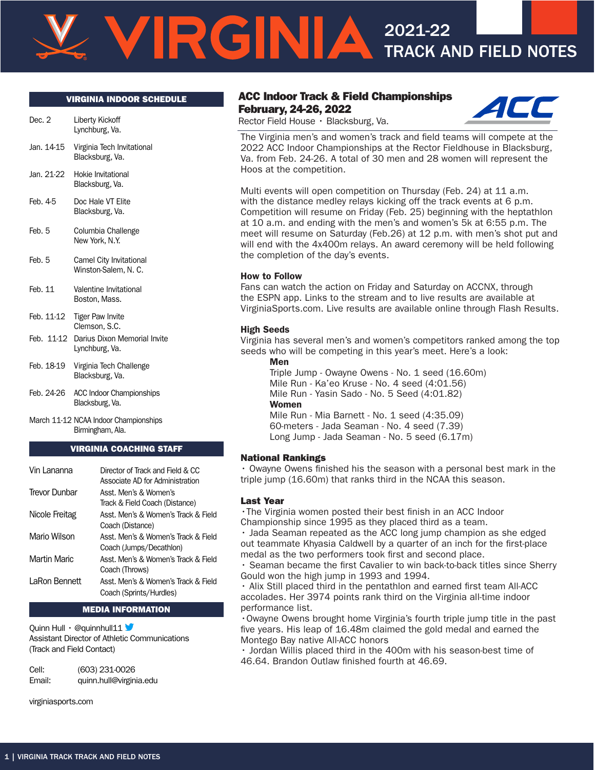# VIRGINIA 2021-22 TRACK AND FIELD NOTES

## VIRGINIA INDOOR SCHEDULE

| Date | Event |
|---|---|
| Dec. 2 | Liberty Kickoff<br>Lynchburg, Va. |
| Jan. 14-15 | Virginia Tech Invitational<br>Blacksburg, Va. |
| Jan. 21-22 | Hokie Invitational<br>Blacksburg, Va. |
| Feb. 4-5 | Doc Hale VT Elite<br>Blacksburg, Va. |
| Feb. 5 | Columbia Challenge<br>New York, N.Y. |
| Feb. 5 | Camel City Invitational<br>Winston-Salem, N. C. |
| Feb. 11 | Valentine Invitational<br>Boston, Mass. |
| Feb. 11-12 | Tiger Paw Invite<br>Clemson, S.C. |
| Feb. 11-12 | Darius Dixon Memorial Invite<br>Lynchburg, Va. |
| Feb. 18-19 | Virginia Tech Challenge<br>Blacksburg, Va. |
| Feb. 24-26 | ACC Indoor Championships<br>Blacksburg, Va. |
| March 11-12 | NCAA Indoor Championships<br>Birmingham, Ala. |

## VIRGINIA COACHING STAFF

| Name | Title |
|---|---|
| Vin Lananna | Director of Track and Field & CC<br>Associate AD for Administration |
| Trevor Dunbar | Asst. Men's & Women's<br>Track & Field Coach (Distance) |
| Nicole Freitag | Asst. Men's & Women's Track & Field<br>Coach (Distance) |
| Mario Wilson | Asst. Men's & Women's Track & Field<br>Coach (Jumps/Decathlon) |
| Martin Maric | Asst. Men's & Women's Track & Field<br>Coach (Throws) |
| LaRon Bennett | Asst. Men's & Women's Track & Field<br>Coach (Sprints/Hurdles) |

## MEDIA INFORMATION

Quinn Hull • @quinnhull11
Assistant Director of Athletic Communications
(Track and Field Contact)

Cell: (603) 231-0026
Email: quinn.hull@virginia.edu

virginiasports.com

## ACC Indoor Track & Field Championships
**February, 24-26, 2022**
Rector Field House • Blacksburg, Va.

The Virginia men's and women's track and field teams will compete at the 2022 ACC Indoor Championships at the Rector Fieldhouse in Blacksburg, Va. from Feb. 24-26. A total of 30 men and 28 women will represent the Hoos at the competition.

Multi events will open competition on Thursday (Feb. 24) at 11 a.m. with the distance medley relays kicking off the track events at 6 p.m. Competition will resume on Friday (Feb. 25) beginning with the heptathlon at 10 a.m. and ending with the men's and women's 5k at 6:55 p.m. The meet will resume on Saturday (Feb.26) at 12 p.m. with men's shot put and will end with the 4x400m relays. An award ceremony will be held following the completion of the day's events.

### How to Follow
Fans can watch the action on Friday and Saturday on ACCNX, through the ESPN app. Links to the stream and to live results are available at VirginiaSports.com. Live results are available online through Flash Results.

### High Seeds
Virginia has several men's and women's competitors ranked among the top seeds who will be competing in this year's meet. Here's a look:

**Men**
Triple Jump - Owayne Owens - No. 1 seed (16.60m)
Mile Run - Ka'eo Kruse - No. 4 seed (4:01.56)
Mile Run - Yasin Sado - No. 5 Seed (4:01.82)

**Women**
Mile Run - Mia Barnett - No. 1 seed (4:35.09)
60-meters - Jada Seaman - No. 4 seed (7.39)
Long Jump - Jada Seaman - No. 5 seed (6.17m)

### National Rankings
- Owayne Owens finished his the season with a personal best mark in the triple jump (16.60m) that ranks third in the NCAA this season.

### Last Year
- The Virginia women posted their best finish in an ACC Indoor Championship since 1995 as they placed third as a team.
- Jada Seaman repeated as the ACC long jump champion as she edged out teammate Khyasia Caldwell by a quarter of an inch for the first-place medal as the two performers took first and second place.
- Seaman became the first Cavalier to win back-to-back titles since Sherry Gould won the high jump in 1993 and 1994.
- Alix Still placed third in the pentathlon and earned first team All-ACC accolades. Her 3974 points rank third on the Virginia all-time indoor performance list.
- Owayne Owens brought home Virginia's fourth triple jump title in the past five years. His leap of 16.48m claimed the gold medal and earned the Montego Bay native All-ACC honors
- Jordan Willis placed third in the 400m with his season-best time of 46.64. Brandon Outlaw finished fourth at 46.69.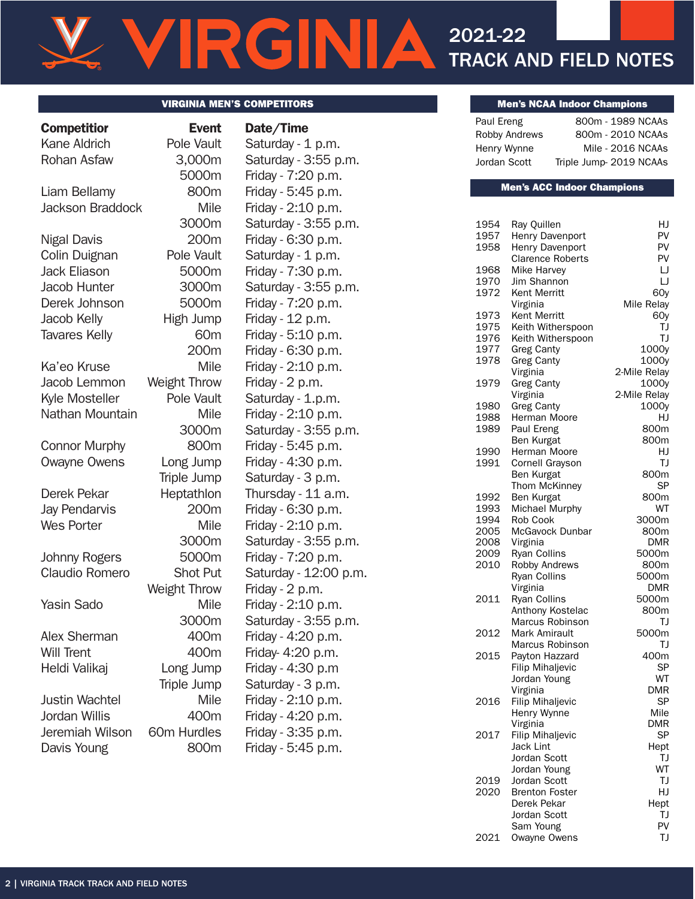# VIRGINIA 2021-22 TRACK AND FIELD NOTES

## VIRGINIA MEN'S COMPETITORS

| Competitior | Event | Date/Time |
|---|---|---|
| Kane Aldrich | Pole Vault | Saturday - 1 p.m. |
| Rohan Asfaw | 3,000m | Saturday - 3:55 p.m. |
| | 5000m | Friday - 7:20 p.m. |
| Liam Bellamy | 800m | Friday - 5:45 p.m. |
| Jackson Braddock | Mile | Friday - 2:10 p.m. |
| | 3000m | Saturday - 3:55 p.m. |
| Nigal Davis | 200m | Friday - 6:30 p.m. |
| Colin Duignan | Pole Vault | Saturday - 1 p.m. |
| Jack Eliason | 5000m | Friday - 7:30 p.m. |
| Jacob Hunter | 3000m | Saturday - 3:55 p.m. |
| Derek Johnson | 5000m | Friday - 7:20 p.m. |
| Jacob Kelly | High Jump | Friday - 12 p.m. |
| Tavares Kelly | 60m | Friday - 5:10 p.m. |
| | 200m | Friday - 6:30 p.m. |
| Ka'eo Kruse | Mile | Friday - 2:10 p.m. |
| Jacob Lemmon | Weight Throw | Friday - 2 p.m. |
| Kyle Mosteller | Pole Vault | Saturday - 1.p.m. |
| Nathan Mountain | Mile | Friday - 2:10 p.m. |
| | 3000m | Saturday - 3:55 p.m. |
| Connor Murphy | 800m | Friday - 5:45 p.m. |
| Owayne Owens | Long Jump | Friday - 4:30 p.m. |
| | Triple Jump | Saturday - 3 p.m. |
| Derek Pekar | Heptathlon | Thursday - 11 a.m. |
| Jay Pendarvis | 200m | Friday - 6:30 p.m. |
| Wes Porter | Mile | Friday - 2:10 p.m. |
| | 3000m | Saturday - 3:55 p.m. |
| Johnny Rogers | 5000m | Friday - 7:20 p.m. |
| Claudio Romero | Shot Put | Saturday - 12:00 p.m. |
| | Weight Throw | Friday - 2 p.m. |
| Yasin Sado | Mile | Friday - 2:10 p.m. |
| | 3000m | Saturday - 3:55 p.m. |
| Alex Sherman | 400m | Friday - 4:20 p.m. |
| Will Trent | 400m | Friday- 4:20 p.m. |
| Heldi Valikaj | Long Jump | Friday - 4:30 p.m |
| | Triple Jump | Saturday - 3 p.m. |
| Justin Wachtel | Mile | Friday - 2:10 p.m. |
| Jordan Willis | 400m | Friday - 4:20 p.m. |
| Jeremiah Wilson | 60m Hurdles | Friday - 3:35 p.m. |
| Davis Young | 800m | Friday - 5:45 p.m. |

## Men's NCAA Indoor Champions

| Name | Event |
|---|---|
| Paul Ereng | 800m - 1989 NCAAs |
| Robby Andrews | 800m - 2010 NCAAs |
| Henry Wynne | Mile - 2016 NCAAs |
| Jordan Scott | Triple Jump- 2019 NCAAs |

## Men's ACC Indoor Champions

| Year | Name | Event |
|---|---|---|
| 1954 | Ray Quillen | HJ |
| 1957 | Henry Davenport | PV |
| 1958 | Henry Davenport | PV |
| | Clarence Roberts | PV |
| 1968 | Mike Harvey | LJ |
| 1970 | Jim Shannon | LJ |
| 1972 | Kent Merritt | 60y |
| | Virginia | Mile Relay |
| 1973 | Kent Merritt | 60y |
| 1975 | Keith Witherspoon | TJ |
| 1976 | Keith Witherspoon | TJ |
| 1977 | Greg Canty | 1000y |
| 1978 | Greg Canty | 1000y |
| | Virginia | 2-Mile Relay |
| 1979 | Greg Canty | 1000y |
| | Virginia | 2-Mile Relay |
| 1980 | Greg Canty | 1000y |
| 1988 | Herman Moore | HJ |
| 1989 | Paul Ereng | 800m |
| | Ben Kurgat | 800m |
| 1990 | Herman Moore | HJ |
| 1991 | Cornell Grayson | TJ |
| | Ben Kurgat | 800m |
| | Thom McKinney | SP |
| 1992 | Ben Kurgat | 800m |
| 1993 | Michael Murphy | WT |
| 1994 | Rob Cook | 3000m |
| 2005 | McGavock Dunbar | 800m |
| 2008 | Virginia | DMR |
| 2009 | Ryan Collins | 5000m |
| 2010 | Robby Andrews | 800m |
| | Ryan Collins | 5000m |
| | Virginia | DMR |
| 2011 | Ryan Collins | 5000m |
| | Anthony Kostelac | 800m |
| | Marcus Robinson | TJ |
| 2012 | Mark Amirault | 5000m |
| | Marcus Robinson | TJ |
| 2015 | Payton Hazzard | 400m |
| | Filip Mihaljevic | SP |
| | Jordan Young | WT |
| | Virginia | DMR |
| 2016 | Filip Mihaljevic | SP |
| | Henry Wynne | Mile |
| | Virginia | DMR |
| 2017 | Filip Mihaljevic | SP |
| | Jack Lint | Hept |
| | Jordan Scott | TJ |
| | Jordan Young | WT |
| 2019 | Jordan Scott | TJ |
| 2020 | Brenton Foster | HJ |
| | Derek Pekar | Hept |
| | Jordan Scott | TJ |
| | Sam Young | PV |
| 2021 | Owayne Owens | TJ |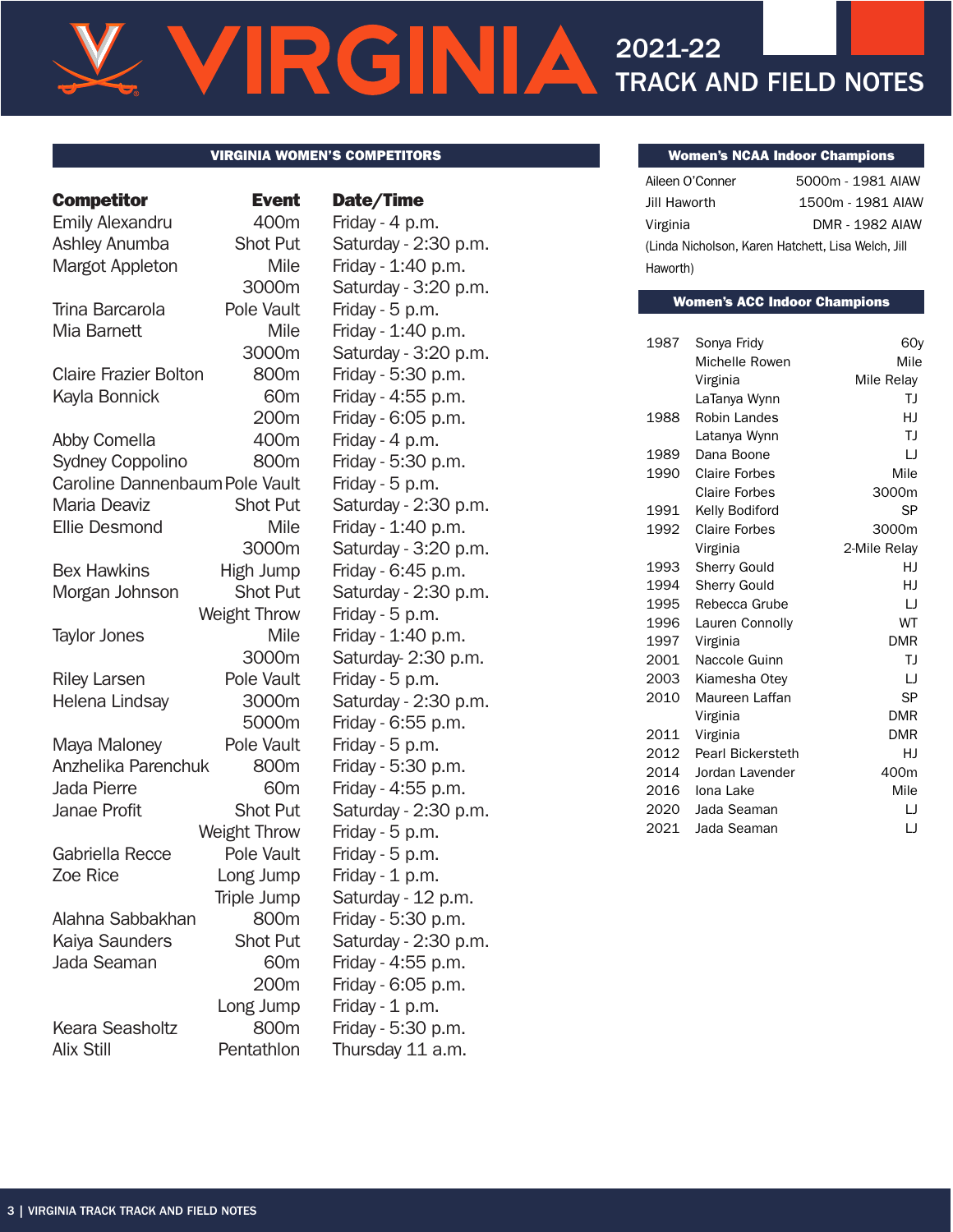# VIRGINIA 2021-22 TRACK AND FIELD NOTES

## VIRGINIA WOMEN'S COMPETITORS

| Competitor | Event | Date/Time |
|---|---|---|
| Emily Alexandru | 400m | Friday - 4 p.m. |
| Ashley Anumba | Shot Put | Saturday - 2:30 p.m. |
| Margot Appleton | Mile | Friday - 1:40 p.m. |
| | 3000m | Saturday - 3:20 p.m. |
| Trina Barcarola | Pole Vault | Friday - 5 p.m. |
| Mia Barnett | Mile | Friday - 1:40 p.m. |
| | 3000m | Saturday - 3:20 p.m. |
| Claire Frazier Bolton | 800m | Friday - 5:30 p.m. |
| Kayla Bonnick | 60m | Friday - 4:55 p.m. |
| | 200m | Friday - 6:05 p.m. |
| Abby Comella | 400m | Friday - 4 p.m. |
| Sydney Coppolino | 800m | Friday - 5:30 p.m. |
| Caroline Dannenbaum | Pole Vault | Friday - 5 p.m. |
| Maria Deaviz | Shot Put | Saturday - 2:30 p.m. |
| Ellie Desmond | Mile | Friday - 1:40 p.m. |
| | 3000m | Saturday - 3:20 p.m. |
| Bex Hawkins | High Jump | Friday - 6:45 p.m. |
| Morgan Johnson | Shot Put | Saturday - 2:30 p.m. |
| | Weight Throw | Friday - 5 p.m. |
| Taylor Jones | Mile | Friday - 1:40 p.m. |
| | 3000m | Saturday- 2:30 p.m. |
| Riley Larsen | Pole Vault | Friday - 5 p.m. |
| Helena Lindsay | 3000m | Saturday - 2:30 p.m. |
| | 5000m | Friday - 6:55 p.m. |
| Maya Maloney | Pole Vault | Friday - 5 p.m. |
| Anzhelika Parenchuk | 800m | Friday - 5:30 p.m. |
| Jada Pierre | 60m | Friday - 4:55 p.m. |
| Janae Profit | Shot Put | Saturday - 2:30 p.m. |
| | Weight Throw | Friday - 5 p.m. |
| Gabriella Recce | Pole Vault | Friday - 5 p.m. |
| Zoe Rice | Long Jump | Friday - 1 p.m. |
| | Triple Jump | Saturday - 12 p.m. |
| Alahna Sabbakhan | 800m | Friday - 5:30 p.m. |
| Kaiya Saunders | Shot Put | Saturday - 2:30 p.m. |
| Jada Seaman | 60m | Friday - 4:55 p.m. |
| | 200m | Friday - 6:05 p.m. |
| | Long Jump | Friday - 1 p.m. |
| Keara Seasholtz | 800m | Friday - 5:30 p.m. |
| Alix Still | Pentathlon | Thursday 11 a.m. |

## Women's NCAA Indoor Champions

| Name | Event |
|---|---|
| Aileen O'Conner | 5000m - 1981 AIAW |
| Jill Haworth | 1500m - 1981 AIAW |
| Virginia | DMR - 1982 AIAW |

(Linda Nicholson, Karen Hatchett, Lisa Welch, Jill Haworth)

## Women's ACC Indoor Champions

| Year | Name | Event |
|---|---|---|
| 1987 | Sonya Fridy | 60y |
| | Michelle Rowen | Mile |
| | Virginia | Mile Relay |
| | LaTanya Wynn | TJ |
| 1988 | Robin Landes | HJ |
| | Latanya Wynn | TJ |
| 1989 | Dana Boone | LJ |
| 1990 | Claire Forbes | Mile |
| | Claire Forbes | 3000m |
| 1991 | Kelly Bodiford | SP |
| 1992 | Claire Forbes | 3000m |
| | Virginia | 2-Mile Relay |
| 1993 | Sherry Gould | HJ |
| 1994 | Sherry Gould | HJ |
| 1995 | Rebecca Grube | LJ |
| 1996 | Lauren Connolly | WT |
| 1997 | Virginia | DMR |
| 2001 | Naccole Guinn | TJ |
| 2003 | Kiamesha Otey | LJ |
| 2010 | Maureen Laffan | SP |
| | Virginia | DMR |
| 2011 | Virginia | DMR |
| 2012 | Pearl Bickersteth | HJ |
| 2014 | Jordan Lavender | 400m |
| 2016 | Iona Lake | Mile |
| 2020 | Jada Seaman | LJ |
| 2021 | Jada Seaman | LJ |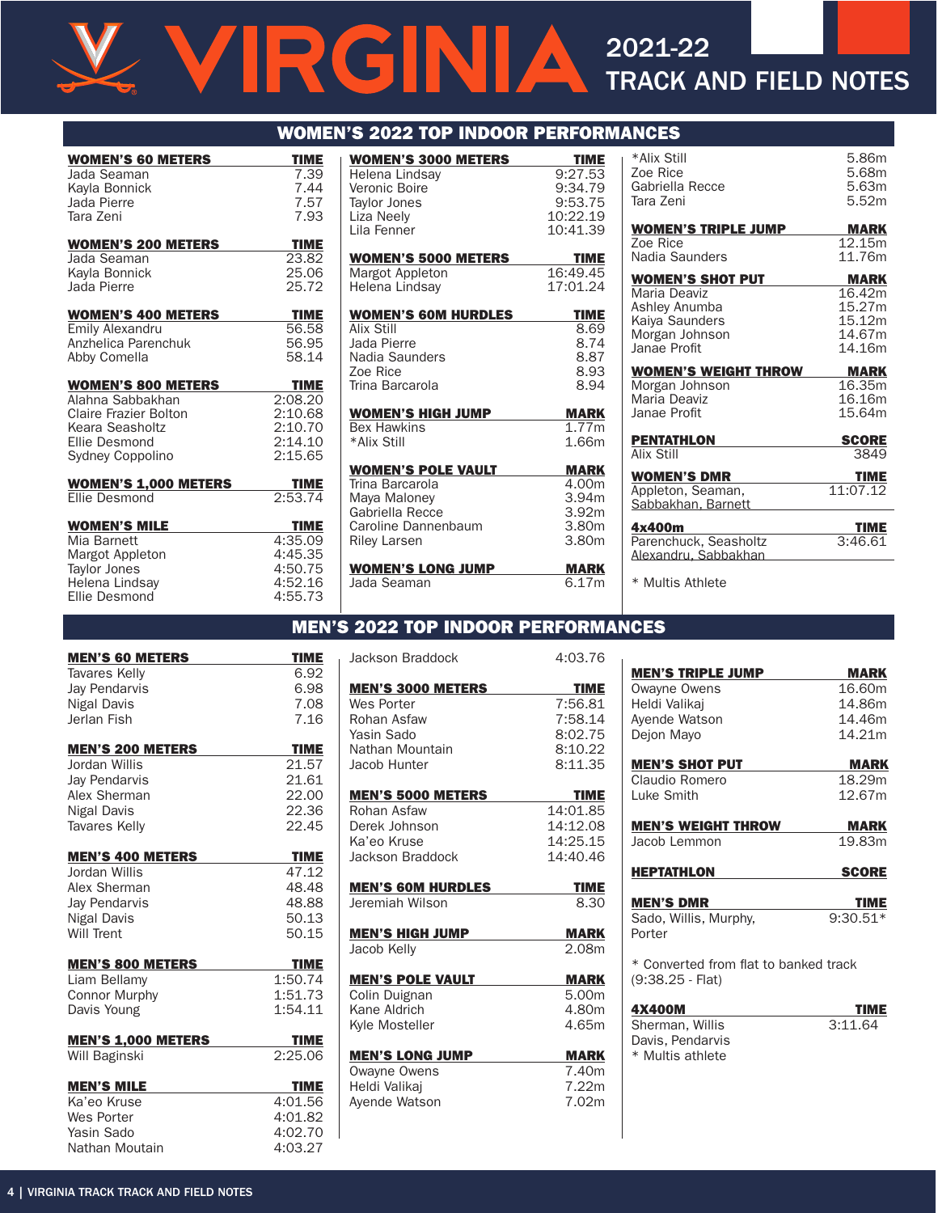# VIRGINIA 2021-22 TRACK AND FIELD NOTES

## WOMEN'S 2022 TOP INDOOR PERFORMANCES

| WOMEN'S 60 METERS | TIME |
|---|---|
| Jada Seaman | 7.39 |
| Kayla Bonnick | 7.44 |
| Jada Pierre | 7.57 |
| Tara Zeni | 7.93 |

| WOMEN'S 200 METERS | TIME |
|---|---|
| Jada Seaman | 23.82 |
| Kayla Bonnick | 25.06 |
| Jada Pierre | 25.72 |

| WOMEN'S 400 METERS | TIME |
|---|---|
| Emily Alexandru | 56.58 |
| Anzhelica Parenchuk | 56.95 |
| Abby Comella | 58.14 |

| WOMEN'S 800 METERS | TIME |
|---|---|
| Alahna Sabbakhan | 2:08.20 |
| Claire Frazier Bolton | 2:10.68 |
| Keara Seasholtz | 2:10.70 |
| Ellie Desmond | 2:14.10 |
| Sydney Coppolino | 2:15.65 |

| WOMEN'S 1,000 METERS | TIME |
|---|---|
| Ellie Desmond | 2:53.74 |

| WOMEN'S MILE | TIME |
|---|---|
| Mia Barnett | 4:35.09 |
| Margot Appleton | 4:45.35 |
| Taylor Jones | 4:50.75 |
| Helena Lindsay | 4:52.16 |
| Ellie Desmond | 4:55.73 |

| WOMEN'S 3000 METERS | TIME |
|---|---|
| Helena Lindsay | 9:27.53 |
| Veronic Boire | 9:34.79 |
| Taylor Jones | 9:53.75 |
| Liza Neely | 10:22.19 |
| Lila Fenner | 10:41.39 |

| WOMEN'S 5000 METERS | TIME |
|---|---|
| Margot Appleton | 16:49.45 |
| Helena Lindsay | 17:01.24 |

| WOMEN'S 60M HURDLES | TIME |
|---|---|
| Alix Still | 8.69 |
| Jada Pierre | 8.74 |
| Nadia Saunders | 8.87 |
| Zoe Rice | 8.93 |
| Trina Barcarola | 8.94 |

| WOMEN'S HIGH JUMP | MARK |
|---|---|
| Bex Hawkins | 1.77m |
| *Alix Still | 1.66m |

| WOMEN'S POLE VAULT | MARK |
|---|---|
| Trina Barcarola | 4.00m |
| Maya Maloney | 3.94m |
| Gabriella Recce | 3.92m |
| Caroline Dannenbaum | 3.80m |
| Riley Larsen | 3.80m |

| WOMEN'S LONG JUMP | MARK |
|---|---|
| Jada Seaman | 6.17m |
| *Alix Still | 5.86m |
| Zoe Rice | 5.68m |
| Gabriella Recce | 5.63m |
| Tara Zeni | 5.52m |

| WOMEN'S TRIPLE JUMP | MARK |
|---|---|
| Zoe Rice | 12.15m |
| Nadia Saunders | 11.76m |

| WOMEN'S SHOT PUT | MARK |
|---|---|
| Maria Deaviz | 16.42m |
| Ashley Anumba | 15.27m |
| Kaiya Saunders | 15.12m |
| Morgan Johnson | 14.67m |
| Janae Profit | 14.16m |

| WOMEN'S WEIGHT THROW | MARK |
|---|---|
| Morgan Johnson | 16.35m |
| Maria Deaviz | 16.16m |
| Janae Profit | 15.64m |

| PENTATHLON | SCORE |
|---|---|
| Alix Still | 3849 |

| WOMEN'S DMR | TIME |
|---|---|
| Appleton, Seaman, Sabbakhan, Barnett | 11:07.12 |

| 4x400m | TIME |
|---|---|
| Parenchuck, Seasholtz Alexandru, Sabbakhan | 3:46.61 |

\* Multis Athlete

## MEN'S 2022 TOP INDOOR PERFORMANCES

| MEN'S 60 METERS | TIME |
|---|---|
| Tavares Kelly | 6.92 |
| Jay Pendarvis | 6.98 |
| Nigal Davis | 7.08 |
| Jerlan Fish | 7.16 |

| MEN'S 200 METERS | TIME |
|---|---|
| Jordan Willis | 21.57 |
| Jay Pendarvis | 21.61 |
| Alex Sherman | 22.00 |
| Nigal Davis | 22.36 |
| Tavares Kelly | 22.45 |

| MEN'S 400 METERS | TIME |
|---|---|
| Jordan Willis | 47.12 |
| Alex Sherman | 48.48 |
| Jay Pendarvis | 48.88 |
| Nigal Davis | 50.13 |
| Will Trent | 50.15 |

| MEN'S 800 METERS | TIME |
|---|---|
| Liam Bellamy | 1:50.74 |
| Connor Murphy | 1:51.73 |
| Davis Young | 1:54.11 |

| MEN'S 1,000 METERS | TIME |
|---|---|
| Will Baginski | 2:25.06 |

| MEN'S MILE | TIME |
|---|---|
| Ka'eo Kruse | 4:01.56 |
| Wes Porter | 4:01.82 |
| Yasin Sado | 4:02.70 |
| Nathan Moutain | 4:03.27 |
| Jackson Braddock | 4:03.76 |

| MEN'S 3000 METERS | TIME |
|---|---|
| Wes Porter | 7:56.81 |
| Rohan Asfaw | 7:58.14 |
| Yasin Sado | 8:02.75 |
| Nathan Mountain | 8:10.22 |
| Jacob Hunter | 8:11.35 |

| MEN'S 5000 METERS | TIME |
|---|---|
| Rohan Asfaw | 14:01.85 |
| Derek Johnson | 14:12.08 |
| Ka'eo Kruse | 14:25.15 |
| Jackson Braddock | 14:40.46 |

| MEN'S 60M HURDLES | TIME |
|---|---|
| Jeremiah Wilson | 8.30 |

| MEN'S HIGH JUMP | MARK |
|---|---|
| Jacob Kelly | 2.08m |

| MEN'S POLE VAULT | MARK |
|---|---|
| Colin Duignan | 5.00m |
| Kane Aldrich | 4.80m |
| Kyle Mosteller | 4.65m |

| MEN'S LONG JUMP | MARK |
|---|---|
| Owayne Owens | 7.40m |
| Heldi Valikaj | 7.22m |
| Ayende Watson | 7.02m |

| MEN'S TRIPLE JUMP | MARK |
|---|---|
| Owayne Owens | 16.60m |
| Heldi Valikaj | 14.86m |
| Ayende Watson | 14.46m |
| Dejon Mayo | 14.21m |

| MEN'S SHOT PUT | MARK |
|---|---|
| Claudio Romero | 18.29m |
| Luke Smith | 12.67m |

| MEN'S WEIGHT THROW | MARK |
|---|---|
| Jacob Lemmon | 19.83m |

| HEPTATHLON | SCORE |
|---|---|

| MEN'S DMR | TIME |
|---|---|
| Sado, Willis, Murphy, Porter | 9:30.51* |

\* Converted from flat to banked track (9:38.25 - Flat)

| 4X400M | TIME |
|---|---|
| Sherman, Willis Davis, Pendarvis | 3:11.64 |

\* Multis athlete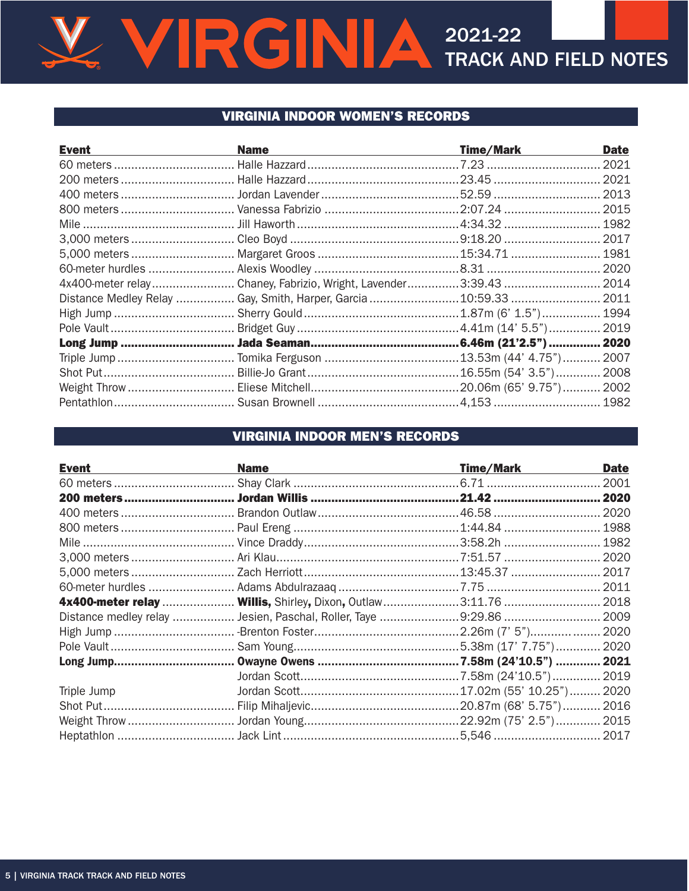## VIRGINIA INDOOR WOMEN'S RECORDS

| Event | Name | Time/Mark | Date |
|---|---|---|---|
| 60 meters | Halle Hazzard | 7.23 | 2021 |
| 200 meters | Halle Hazzard | 23.45 | 2021 |
| 400 meters | Jordan Lavender | 52.59 | 2013 |
| 800 meters | Vanessa Fabrizio | 2:07.24 | 2015 |
| Mile | Jill Haworth | 4:34.32 | 1982 |
| 3,000 meters | Cleo Boyd | 9:18.20 | 2017 |
| 5,000 meters | Margaret Groos | 15:34.71 | 1981 |
| 60-meter hurdles | Alexis Woodley | 8.31 | 2020 |
| 4x400-meter relay | Chaney, Fabrizio, Wright, Lavender | 3:39.43 | 2014 |
| Distance Medley Relay | Gay, Smith, Harper, Garcia | 10:59.33 | 2011 |
| High Jump | Sherry Gould | 1.87m (6' 1.5") | 1994 |
| Pole Vault | Bridget Guy | 4.41m (14' 5.5") | 2019 |
| **Long Jump** | **Jada Seaman** | **6.46m (21'2.5")** | **2020** |
| Triple Jump | Tomika Ferguson | 13.53m (44' 4.75") | 2007 |
| Shot Put | Billie-Jo Grant | 16.55m (54' 3.5") | 2008 |
| Weight Throw | Eliese Mitchell | 20.06m (65' 9.75") | 2002 |
| Pentathlon | Susan Brownell | 4,153 | 1982 |

## VIRGINIA INDOOR MEN'S RECORDS

| Event | Name | Time/Mark | Date |
|---|---|---|---|
| 60 meters | Shay Clark | 6.71 | 2001 |
| **200 meters** | **Jordan Willis** | **21.42** | **2020** |
| 400 meters | Brandon Outlaw | 46.58 | 2020 |
| 800 meters | Paul Ereng | 1:44.84 | 1988 |
| Mile | Vince Draddy | 3:58.2h | 1982 |
| 3,000 meters | Ari Klau | 7:51.57 | 2020 |
| 5,000 meters | Zach Herriott | 13:45.37 | 2017 |
| 60-meter hurdles | Adams Abdulrazaaq | 7.75 | 2011 |
| **4x400-meter relay** | **Willis,** Shirley**,** Dixon**,** Outlaw | 3:11.76 | 2018 |
| Distance medley relay | Jesien, Paschal, Roller, Taye | 9:29.86 | 2009 |
| High Jump | -Brenton Foster | 2.26m (7' 5") | 2020 |
| Pole Vault | Sam Young | 5.38m (17' 7.75") | 2020 |
| **Long Jump** | **Owayne Owens** | **7.58m (24'10.5")** | **2021** |
| | Jordan Scott | 7.58m (24'10.5") | 2019 |
| Triple Jump | Jordan Scott | 17.02m (55' 10.25") | 2020 |
| Shot Put | Filip Mihaljevic | 20.87m (68' 5.75") | 2016 |
| Weight Throw | Jordan Young | 22.92m (75' 2.5") | 2015 |
| Heptathlon | Jack Lint | 5,546 | 2017 |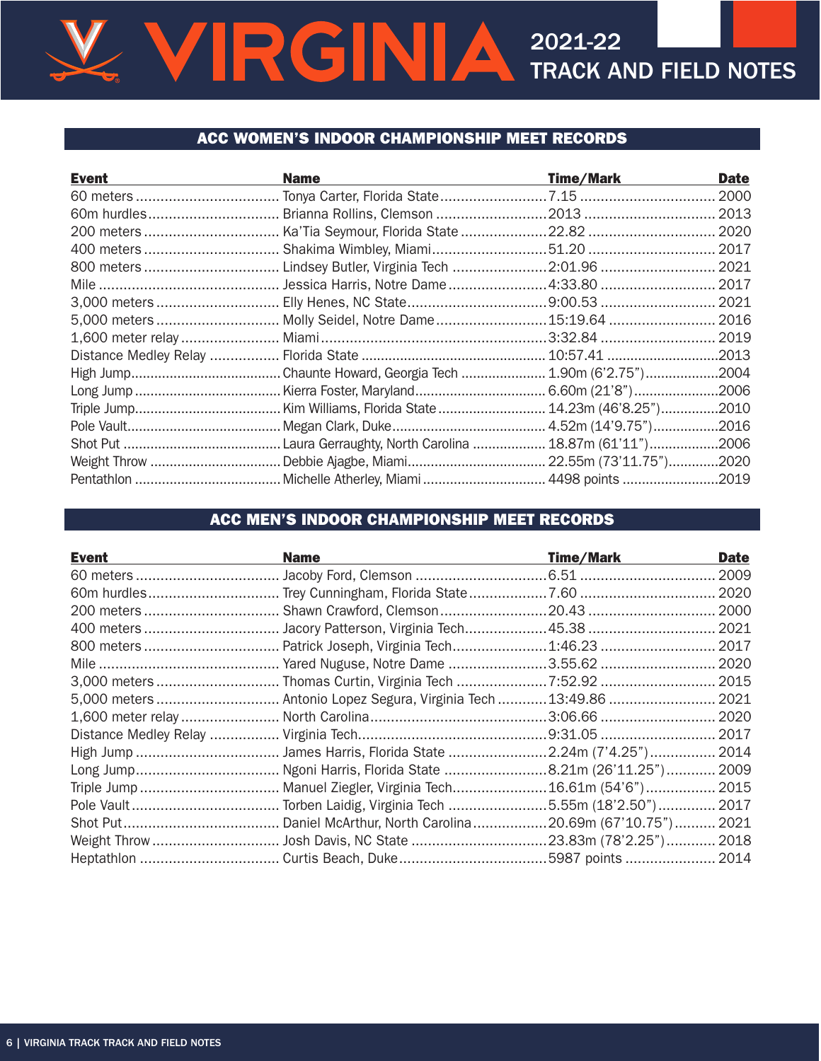## ACC WOMEN'S INDOOR CHAMPIONSHIP MEET RECORDS

| Event | Name | Time/Mark | Date |
|---|---|---|---|
| 60 meters | Tonya Carter, Florida State | 7.15 | 2000 |
| 60m hurdles | Brianna Rollins, Clemson | 2013 | 2013 |
| 200 meters | Ka'Tia Seymour, Florida State | 22.82 | 2020 |
| 400 meters | Shakima Wimbley, Miami | 51.20 | 2017 |
| 800 meters | Lindsey Butler, Virginia Tech | 2:01.96 | 2021 |
| Mile | Jessica Harris, Notre Dame | 4:33.80 | 2017 |
| 3,000 meters | Elly Henes, NC State | 9:00.53 | 2021 |
| 5,000 meters | Molly Seidel, Notre Dame | 15:19.64 | 2016 |
| 1,600 meter relay | Miami | 3:32.84 | 2019 |
| Distance Medley Relay | Florida State | 10:57.41 | 2013 |
| High Jump | Chaunte Howard, Georgia Tech | 1.90m (6'2.75") | 2004 |
| Long Jump | Kierra Foster, Maryland | 6.60m (21'8") | 2006 |
| Triple Jump | Kim Williams, Florida State | 14.23m (46'8.25") | 2010 |
| Pole Vault | Megan Clark, Duke | 4.52m (14'9.75") | 2016 |
| Shot Put | Laura Gerraughty, North Carolina | 18.87m (61'11") | 2006 |
| Weight Throw | Debbie Ajagbe, Miami | 22.55m (73'11.75") | 2020 |
| Pentathlon | Michelle Atherley, Miami | 4498 points | 2019 |

## ACC MEN'S INDOOR CHAMPIONSHIP MEET RECORDS

| Event | Name | Time/Mark | Date |
|---|---|---|---|
| 60 meters | Jacoby Ford, Clemson | 6.51 | 2009 |
| 60m hurdles | Trey Cunningham, Florida State | 7.60 | 2020 |
| 200 meters | Shawn Crawford, Clemson | 20.43 | 2000 |
| 400 meters | Jacory Patterson, Virginia Tech | 45.38 | 2021 |
| 800 meters | Patrick Joseph, Virginia Tech | 1:46.23 | 2017 |
| Mile | Yared Nuguse, Notre Dame | 3.55.62 | 2020 |
| 3,000 meters | Thomas Curtin, Virginia Tech | 7:52.92 | 2015 |
| 5,000 meters | Antonio Lopez Segura, Virginia Tech | 13:49.86 | 2021 |
| 1,600 meter relay | North Carolina | 3:06.66 | 2020 |
| Distance Medley Relay | Virginia Tech | 9:31.05 | 2017 |
| High Jump | James Harris, Florida State | 2.24m (7'4.25") | 2014 |
| Long Jump | Ngoni Harris, Florida State | 8.21m (26'11.25") | 2009 |
| Triple Jump | Manuel Ziegler, Virginia Tech | 16.61m (54'6") | 2015 |
| Pole Vault | Torben Laidig, Virginia Tech | 5.55m (18'2.50") | 2017 |
| Shot Put | Daniel McArthur, North Carolina | 20.69m (67'10.75") | 2021 |
| Weight Throw | Josh Davis, NC State | 23.83m (78'2.25") | 2018 |
| Heptathlon | Curtis Beach, Duke | 5987 points | 2014 |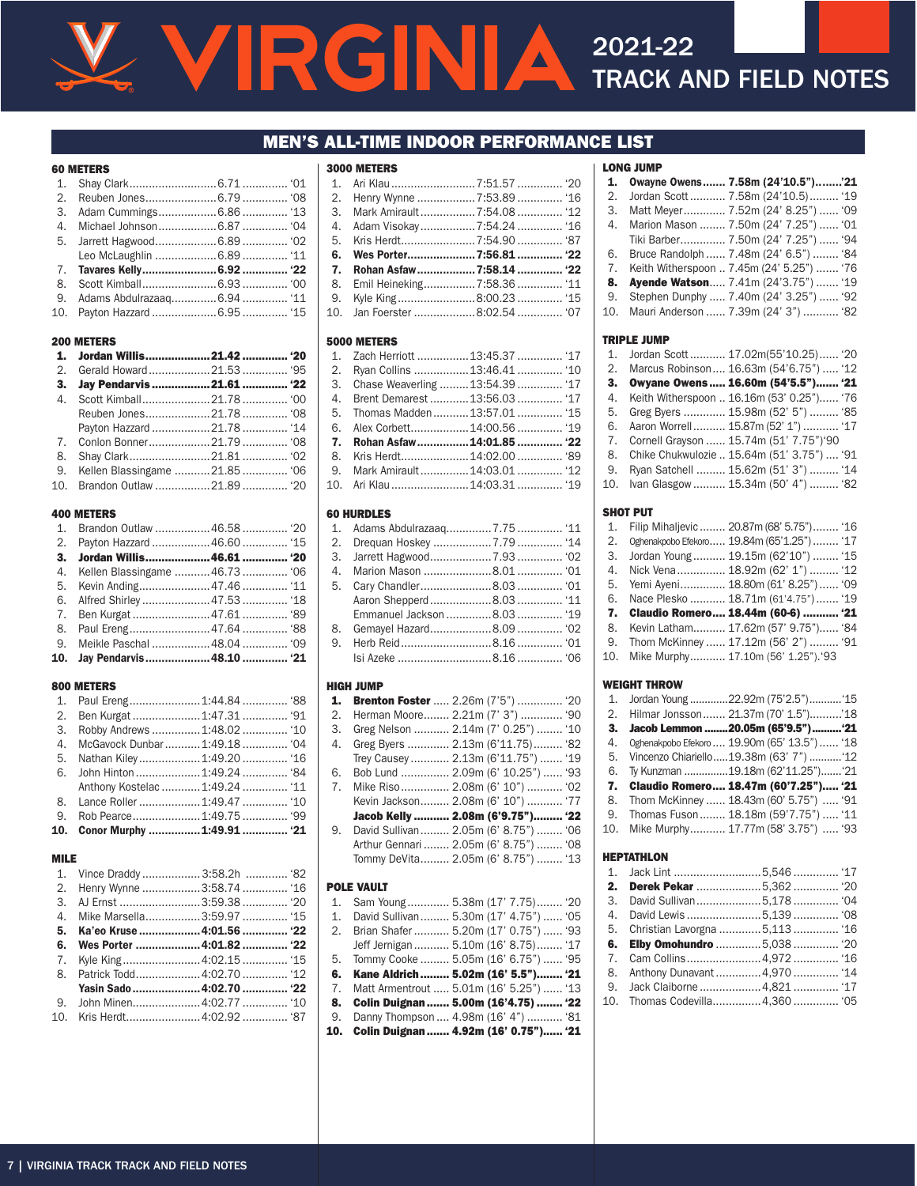# VIRGINIA 2021-22 TRACK AND FIELD NOTES

## MEN'S ALL-TIME INDOOR PERFORMANCE LIST

### 60 METERS

| | Name | Mark | Year |
|---|---|---|---|
| 1. | Shay Clark | 6.71 | '01 |
| 2. | Reuben Jones | 6.79 | '08 |
| 3. | Adam Cummings | 6.86 | '13 |
| 4. | Michael Johnson | 6.87 | '04 |
| 5. | Jarrett Hagwood | 6.89 | '02 |
| | Leo McLaughlin | 6.89 | '11 |
| **7.** | **Tavares Kelly** | **6.92** | **'22** |
| 8. | Scott Kimball | 6.93 | '00 |
| 9. | Adams Abdulrazaaq | 6.94 | '11 |
| 10. | Payton Hazzard | 6.95 | '15 |

### 200 METERS

| | Name | Mark | Year |
|---|---|---|---|
| **1.** | **Jordan Willis** | **21.42** | **'20** |
| 2. | Gerald Howard | 21.53 | '95 |
| **3.** | **Jay Pendarvis** | **21.61** | **'22** |
| 4. | Scott Kimball | 21.78 | '00 |
| | Reuben Jones | 21.78 | '08 |
| | Payton Hazzard | 21.78 | '14 |
| 7. | Conlon Bonner | 21.79 | '08 |
| 8. | Shay Clark | 21.81 | '02 |
| 9. | Kellen Blassingame | 21.85 | '06 |
| 10. | Brandon Outlaw | 21.89 | '20 |

### 400 METERS

| | Name | Mark | Year |
|---|---|---|---|
| 1. | Brandon Outlaw | 46.58 | '20 |
| 2. | Payton Hazzard | 46.60 | '15 |
| **3.** | **Jordan Willis** | **46.61** | **'20** |
| 4. | Kellen Blassingame | 46.73 | '06 |
| 5. | Kevin Anding | 47.46 | '11 |
| 6. | Alfred Shirley | 47.53 | '18 |
| 7. | Ben Kurgat | 47.61 | '89 |
| 8. | Paul Ereng | 47.64 | '88 |
| 9. | Meikle Paschal | 48.04 | '09 |
| **10.** | **Jay Pendarvis** | **48.10** | **'21** |

### 800 METERS

| | Name | Mark | Year |
|---|---|---|---|
| 1. | Paul Ereng | 1:44.84 | '88 |
| 2. | Ben Kurgat | 1:47.31 | '91 |
| 3. | Robby Andrews | 1:48.02 | '10 |
| 4. | McGavock Dunbar | 1:49.18 | '04 |
| 5. | Nathan Kiley | 1:49.20 | '16 |
| 6. | John Hinton | 1:49.24 | '84 |
| | Anthony Kostelac | 1:49.24 | '11 |
| 8. | Lance Roller | 1:49.47 | '10 |
| 9. | Rob Pearce | 1:49.75 | '99 |
| **10.** | **Conor Murphy** | **1:49.91** | **'21** |

### MILE

| | Name | Mark | Year |
|---|---|---|---|
| 1. | Vince Draddy | 3:58.2h | '82 |
| 2. | Henry Wynne | 3:58.74 | '16 |
| 3. | AJ Ernst | 3:59.38 | '20 |
| 4. | Mike Marsella | 3:59.97 | '15 |
| **5.** | **Ka'eo Kruse** | **4:01.56** | **'22** |
| **6.** | **Wes Porter** | **4:01.82** | **'22** |
| 7. | Kyle King | 4:02.15 | '15 |
| 8. | Patrick Todd | 4:02.70 | '12 |
| | **Yasin Sado** | **4:02.70** | **'22** |
| 9. | John Minen | 4:02.77 | '10 |
| 10. | Kris Herdt | 4:02.92 | '87 |

### 3000 METERS

| | Name | Mark | Year |
|---|---|---|---|
| 1. | Ari Klau | 7:51.57 | '20 |
| 2. | Henry Wynne | 7:53.89 | '16 |
| 3. | Mark Amirault | 7:54.08 | '12 |
| 4. | Adam Visokay | 7:54.24 | '16 |
| 5. | Kris Herdt | 7:54.90 | '87 |
| **6.** | **Wes Porter** | **7:56.81** | **'22** |
| **7.** | **Rohan Asfaw** | **7:58.14** | **'22** |
| 8. | Emil Heineking | 7:58.36 | '11 |
| 9. | Kyle King | 8:00.23 | '15 |
| 10. | Jan Foerster | 8:02.54 | '07 |

### 5000 METERS

| | Name | Mark | Year |
|---|---|---|---|
| 1. | Zach Herriott | 13:45.37 | '17 |
| 2. | Ryan Collins | 13:46.41 | '10 |
| 3. | Chase Weaverling | 13:54.39 | '17 |
| 4. | Brent Demarest | 13:56.03 | '17 |
| 5. | Thomas Madden | 13:57.01 | '15 |
| 6. | Alex Corbett | 14:00.56 | '19 |
| **7.** | **Rohan Asfaw** | **14:01.85** | **'22** |
| 8. | Kris Herdt | 14:02.00 | '89 |
| 9. | Mark Amirault | 14:03.01 | '12 |
| 10. | Ari Klau | 14:03.31 | '19 |

### 60 HURDLES

| | Name | Mark | Year |
|---|---|---|---|
| 1. | Adams Abdulrazaaq | 7.75 | '11 |
| 2. | Drequan Hoskey | 7.79 | '14 |
| 3. | Jarrett Hagwood | 7.93 | '02 |
| 4. | Marion Mason | 8.01 | '01 |
| 5. | Cary Chandler | 8.03 | '01 |
| | Aaron Shepperd | 8.03 | '11 |
| | Emmanuel Jackson | 8.03 | '19 |
| 8. | Gemayel Hazard | 8.09 | '02 |
| 9. | Herb Reid | 8.16 | '01 |
| | Isi Azeke | 8.16 | '06 |

### HIGH JUMP

| | Name | Mark | Year |
|---|---|---|---|
| **1.** | **Brenton Foster** | **2.26m (7'5")** | **'20** |
| 2. | Herman Moore | 2.21m (7' 3") | '90 |
| 3. | Greg Nelson | 2.14m (7' 0.25") | '10 |
| 4. | Greg Byers | 2.13m (6'11.75") | '82 |
| | Trey Causey | 2.13m (6'11.75") | '19 |
| 6. | Bob Lund | 2.09m (6' 10.25") | '93 |
| 7. | Mike Riso | 2.08m (6' 10") | '02 |
| | Kevin Jackson | 2.08m (6' 10") | '77 |
| | **Jacob Kelly** | **2.08m (6'9.75")** | **'22** |
| 9. | David Sullivan | 2.05m (6' 8.75") | '06 |
| | Arthur Gennari | 2.05m (6' 8.75") | '08 |
| | Tommy DeVita | 2.05m (6' 8.75") | '13 |

### POLE VAULT

| | Name | Mark | Year |
|---|---|---|---|
| 1. | Sam Young | 5.38m (17' 7.75) | '20 |
| 1. | David Sullivan | 5.30m (17' 4.75") | '05 |
| 2. | Brian Shafer | 5.20m (17' 0.75") | '93 |
| | Jeff Jernigan | 5.10m (16' 8.75") | '17 |
| 5. | Tommy Cooke | 5.05m (16' 6.75") | '95 |
| **6.** | **Kane Aldrich** | **5.02m (16' 5.5")** | **'21** |
| 7. | Matt Armentrout | 5.01m (16' 5.25") | '13 |
| **8.** | **Colin Duignan** | **5.00m (16'4.75)** | **'22** |
| 9. | Danny Thompson | 4.98m (16' 4") | '81 |
| **10.** | **Colin Duignan** | **4.92m (16' 0.75")** | **'21** |

### LONG JUMP

| | Name | Mark | Year |
|---|---|---|---|
| **1.** | **Owayne Owens** | **7.58m (24'10.5")** | **'21** |
| 2. | Jordan Scott | 7.58m (24'10.5) | '19 |
| 3. | Matt Meyer | 7.52m (24' 8.25") | '09 |
| 4. | Marion Mason | 7.50m (24' 7.25") | '01 |
| | Tiki Barber | 7.50m (24' 7.25") | '94 |
| 6. | Bruce Randolph | 7.48m (24' 6.5") | '84 |
| 7. | Keith Witherspoon | 7.45m (24' 5.25") | '76 |
| **8.** | **Ayende Watson** | **7.41m (24'3.75")** | **'19** |
| 9. | Stephen Dunphy | 7.40m (24' 3.25") | '92 |
| 10. | Mauri Anderson | 7.39m (24' 3") | '82 |

### TRIPLE JUMP

| | Name | Mark | Year |
|---|---|---|---|
| 1. | Jordan Scott | 17.02m(55'10.25) | '20 |
| 2. | Marcus Robinson | 16.63m (54'6.75") | '12 |
| **3.** | **Owyane Owens** | **16.60m (54'5.5")** | **'21** |
| 4. | Keith Witherspoon | 16.16m (53' 0.25") | '76 |
| 5. | Greg Byers | 15.98m (52' 5") | '85 |
| 6. | Aaron Worrell | 15.87m (52' 1") | '17 |
| 7. | Cornell Grayson | 15.74m (51' 7.75") | '90 |
| 8. | Chike Chukwulozie | 15.64m (51' 3.75") | '91 |
| 9. | Ryan Satchell | 15.62m (51' 3") | '14 |
| 10. | Ivan Glasgow | 15.34m (50' 4") | '82 |

### SHOT PUT

| | Name | Mark | Year |
|---|---|---|---|
| 1. | Filip Mihaljevic | 20.87m (68' 5.75") | '16 |
| 2. | Oghenakpobo Efekoro | 19.84m (65'1.25") | '17 |
| 3. | Jordan Young | 19.15m (62'10") | '15 |
| 4. | Nick Vena | 18.92m (62' 1") | '12 |
| 5. | Yemi Ayeni | 18.80m (61' 8.25") | '09 |
| 6. | Nace Plesko | 18.71m (61'4.75") | '19 |
| **7.** | **Claudio Romero** | **18.44m (60-6)** | **'21** |
| 8. | Kevin Latham | 17.62m (57' 9.75") | '84 |
| 9. | Thom McKinney | 17.12m (56' 2") | '91 |
| 10. | Mike Murphy | 17.10m (56' 1.25") | '93 |

### WEIGHT THROW

| | Name | Mark | Year |
|---|---|---|---|
| 1. | Jordan Young | 22.92m (75'2.5") | '15 |
| 2. | Hilmar Jonsson | 21.37m (70' 1.5") | '18 |
| **3.** | **Jacob Lemmon** | **20.05m (65'9.5")** | **'21** |
| 4. | Oghenakpobo Efekoro | 19.90m (65' 13.5") | '18 |
| 5. | Vincenzo Chiariello | 19.38m (63' 7") | '12 |
| 6. | Ty Kunzman | 19.18m (62'11.25") | '21 |
| **7.** | **Claudio Romero** | **18.47m (60'7.25")** | **'21** |
| 8. | Thom McKinney | 18.43m (60' 5.75") | '91 |
| 9. | Thomas Fuson | 18.18m (59'7.75") | '11 |
| 10. | Mike Murphy | 17.77m (58' 3.75") | '93 |

### HEPTATHLON

| | Name | Mark | Year |
|---|---|---|---|
| 1. | Jack Lint | 5,546 | '17 |
| **2.** | **Derek Pekar** | **5,362** | **'20** |
| 3. | David Sullivan | 5,178 | '04 |
| 4. | David Lewis | 5,139 | '08 |
| 5. | Christian Lavorgna | 5,113 | '16 |
| **6.** | **Elby Omohundro** | **5,038** | **'20** |
| 7. | Cam Collins | 4,972 | '16 |
| 8. | Anthony Dunavant | 4,970 | '14 |
| 9. | Jack Claiborne | 4,821 | '17 |
| 10. | Thomas Codevilla | 4,360 | '05 |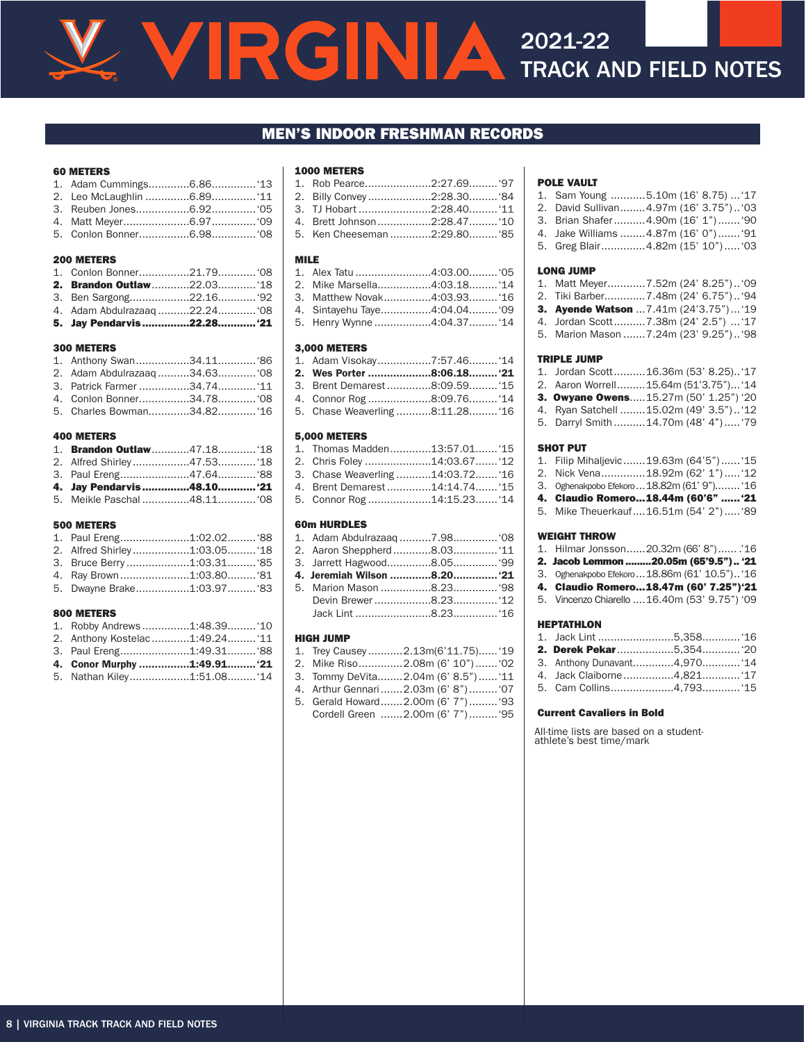## MEN'S INDOOR FRESHMAN RECORDS

### 60 METERS
1. Adam Cummings.............6.86..............'13
2. Leo McLaughlin ..............6.89..............'11
3. Reuben Jones.................6.92..............'05
4. Matt Meyer.....................6.97..............'09
5. Conlon Bonner................6.98..............'08

### 200 METERS
1. Conlon Bonner................21.79............'08
2. **Brandon Outlaw............22.03............'18**
3. Ben Sargong...................22.16............'92
4. Adam Abdulrazaaq ..........22.24............'08
5. **Jay Pendarvis...............22.28............'21**

### 300 METERS
1. Anthony Swan.................34.11............'86
2. Adam Abdulrazaaq ..........34.63............'08
3. Patrick Farmer ................34.74............'11
4. Conlon Bonner................34.78............'08
5. Charles Bowman.............34.82............'16

### 400 METERS
1. **Brandon Outlaw............47.18............'18**
2. Alfred Shirley..................47.53............'18
3. Paul Ereng......................47.64............'88
4. **Jay Pendarvis...............48.10............'21**
5. Meikle Paschal ...............48.11............'08

### 500 METERS
1. Paul Ereng......................1:02.02.........'88
2. Alfred Shirley..................1:03.05.........'18
3. Bruce Berry....................1:03.31.........'85
4. Ray Brown......................1:03.80.........'81
5. Dwayne Brake.................1:03.97.........'83

### 800 METERS
1. Robby Andrews...............1:48.39.........'10
2. Anthony Kostelac............1:49.24.........'11
3. Paul Ereng......................1:49.31.........'88
4. **Conor Murphy ................1:49.91.........'21**
5. Nathan Kiley...................1:51.08.........'14

### 1000 METERS
1. Rob Pearce.....................2:27.69.........'97
2. Billy Convey ....................2:28.30.........'84
3. TJ Hobart .......................2:28.40.........'11
4. Brett Johnson.................2:28.47.........'10
5. Ken Cheeseman .............2:29.80.........'85

### MILE
1. Alex Tatu ........................4:03.00.........'05
2. Mike Marsella.................4:03.18.........'14
3. Matthew Novak...............4:03.93.........'16
4. Sintayehu Taye................4:04.04.........'09
5. Henry Wynne ..................4:04.37.........'14

### 3,000 METERS
1. Adam Visokay.................7:57.46.........'14
2. **Wes Porter ....................8:06.18.........'21**
3. Brent Demarest..............8:09.59.........'15
4. Connor Rog ....................8:09.76.........'14
5. Chase Weaverling ...........8:11.28.........'16

### 5,000 METERS
1. Thomas Madden.............13:57.01.......'15
2. Chris Foley .....................14:03.67.......'12
3. Chase Weaverling ...........14:03.72.......'16
4. Brent Demarest..............14:14.74.......'15
5. Connor Rog ....................14:15.23.......'14

### 60m HURDLES
1. Adam Abdulrazaaq ..........7.98..............'08
2. Aaron Sheppherd ............8.03..............'11
3. Jarrett Hagwood..............8.05..............'99
4. **Jeremiah Wilson .............8.20..............'21**
5. Marion Mason .................8.23..............'98
   Devin Brewer ..................8.23..............'12
   Jack Lint .........................8.23..............'16

### HIGH JUMP
1. Trey Causey...........2.13m(6'11.75)......'19
2. Mike Riso.............2.08m (6' 10")........'02
3. Tommy DeVita........2.04m (6' 8.5")......'11
4. Arthur Gennari.......2.03m (6' 8").........'07
5. Gerald Howard.......2.00m (6' 7").........'93
   Cordell Green .......2.00m (6' 7").........'95

### POLE VAULT
1. Sam Young ...........5.10m (16' 8.75) ...'17
2. David Sullivan........4.97m (16' 3.75")..'03
3. Brian Shafer..........4.90m (16' 1").......'90
4. Jake Williams ........4.87m (16' 0").......'91
5. Greg Blair..............4.82m (15' 10").....'03

### LONG JUMP
1. Matt Meyer............7.52m (24' 8.25")..'09
2. Tiki Barber.............7.48m (24' 6.75")..'94
3. **Ayende Watson ...7.41m (24'3.75")...'19**
4. Jordan Scott..........7.38m (24' 2.5") ...'17
5. Marion Mason .......7.24m (23' 9.25")..'98

### TRIPLE JUMP
1. Jordan Scott..........16.36m (53' 8.25)..'17
2. Aaron Worrell.........15.64m (51'3.75")...'14
3. **Owyane Owens.....15.27m (50' 1.25") '20**
4. Ryan Satchell ........15.02m (49' 3.5")..'12
5. Darryl Smith ..........14.70m (48' 4").....'79

### SHOT PUT
1. Filip Mihaljevic.......19.63m (64'5")......'15
2. Nick Vena..............18.92m (62' 1").....'12
3. Oghenakpobo Efekoro...18.82m (61' 9")........'16
4. **Claudio Romero...18.44m (60'6" ......'21**
5. Mike Theuerkauf....16.51m (54' 2").....'89

### WEIGHT THROW
1. Hilmar Jonsson......20.32m (66' 8")...... .'16
2. **Jacob Lemmon .........20.05m (65'9.5").. '21**
3. Oghenakpobo Efekoro...18.86m (61' 10.5")..'16
4. **Claudio Romero...18.47m (60' 7.25")'21**
5. Vincenzo Chiarello ....16.40m (53' 9.75") '09

### HEPTATHLON
1. Jack Lint .........................5,358............'16
2. **Derek Pekar...................5,354............'20**
3. Anthony Dunavant.............4,970............'14
4. Jack Claiborne.................4,821............'17
5. Cam Collins.....................4,793............'15

**Current Cavaliers in Bold**

All-time lists are based on a student-athlete's best time/mark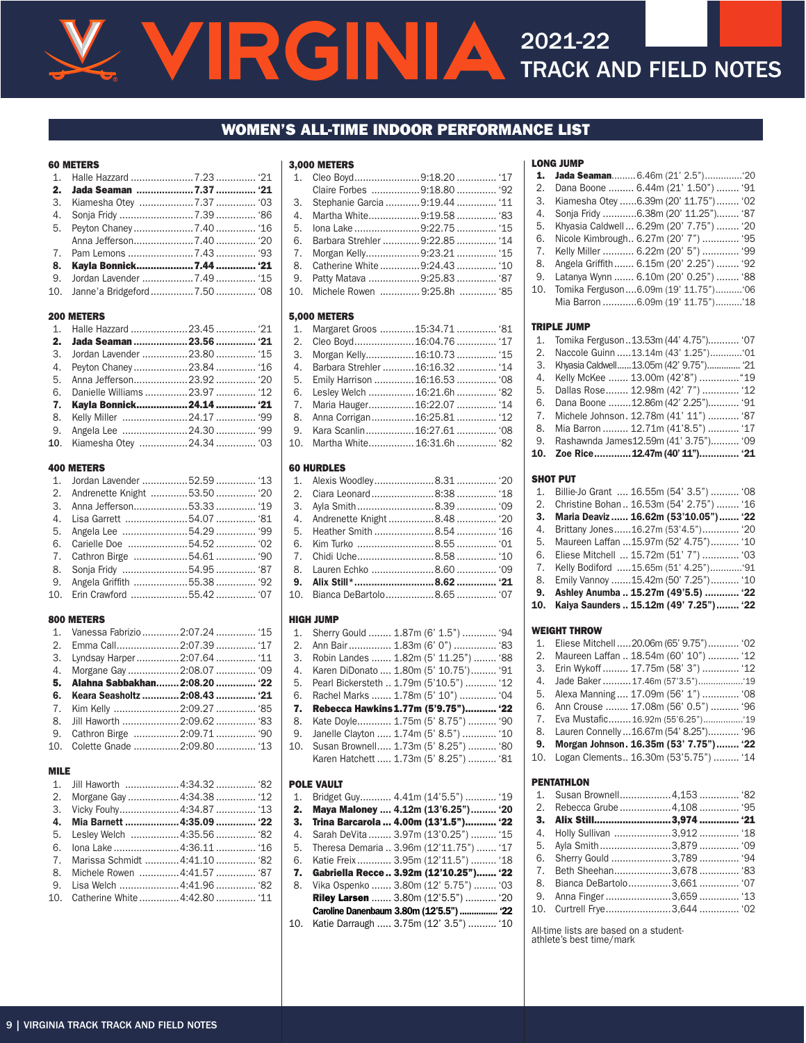# VIRGINIA 2021-22 TRACK AND FIELD NOTES

## WOMEN'S ALL-TIME INDOOR PERFORMANCE LIST

### 60 METERS

| # | Name | Mark | Year |
|---|---|---|---|
| 1. | Halle Hazzard | 7.23 | '21 |
| **2.** | **Jada Seaman** | **7.37** | **'21** |
| 3. | Kiamesha Otey | 7.37 | '03 |
| 4. | Sonja Fridy | 7.39 | '86 |
| 5. | Peyton Chaney | 7.40 | '16 |
| | Anna Jefferson | 7.40 | '20 |
| 7. | Pam Lemons | 7.43 | '93 |
| **8.** | **Kayla Bonnick** | **7.44** | **'21** |
| 9. | Jordan Lavender | 7.49 | '15 |
| 10. | Janne'a Bridgeford | 7.50 | '08 |

### 200 METERS

| # | Name | Mark | Year |
|---|---|---|---|
| 1. | Halle Hazzard | 23.45 | '21 |
| **2.** | **Jada Seaman** | **23.56** | **'21** |
| 3. | Jordan Lavender | 23.80 | '15 |
| 4. | Peyton Chaney | 23.84 | '16 |
| 5. | Anna Jefferson | 23.92 | '20 |
| 6. | Danielle Williams | 23.97 | '12 |
| **7.** | **Kayla Bonnick** | **24.14** | **'21** |
| 8. | Kelly Miller | 24.17 | '99 |
| 9. | Angela Lee | 24.30 | '99 |
| 10. | Kiamesha Otey | 24.34 | '03 |

### 400 METERS

| # | Name | Mark | Year |
|---|---|---|---|
| 1. | Jordan Lavender | 52.59 | '13 |
| 2. | Andrenette Knight | 53.50 | '20 |
| 3. | Anna Jefferson | 53.33 | '19 |
| 4. | Lisa Garrett | 54.07 | '81 |
| 5. | Angela Lee | 54.29 | '99 |
| 6. | Carielle Doe | 54.52 | '02 |
| 7. | Cathron Birge | 54.61 | '90 |
| 8. | Sonja Fridy | 54.95 | '87 |
| 9. | Angela Griffith | 55.38 | '92 |
| 10. | Erin Crawford | 55.42 | '07 |

### 800 METERS

| # | Name | Mark | Year |
|---|---|---|---|
| 1. | Vanessa Fabrizio | 2:07.24 | '15 |
| 2. | Emma Call | 2:07.39 | '17 |
| 3. | Lyndsay Harper | 2:07.64 | '11 |
| 4. | Morgane Gay | 2:08.07 | '09 |
| **5.** | **Alahna Sabbakhan** | **2:08.20** | **'22** |
| **6.** | **Keara Seasholtz** | **2:08.43** | **'21** |
| 7. | Kim Kelly | 2:09.27 | '85 |
| 8. | Jill Haworth | 2:09.62 | '83 |
| 9. | Cathron Birge | 2:09.71 | '90 |
| 10. | Colette Gnade | 2:09.80 | '13 |

### MILE

| # | Name | Mark | Year |
|---|---|---|---|
| 1. | Jill Haworth | 4:34.32 | '82 |
| 2. | Morgane Gay | 4:34.38 | '12 |
| 3. | Vicky Fouhy | 4:34.87 | '13 |
| **4.** | **Mia Barnett** | **4:35.09** | **'22** |
| 5. | Lesley Welch | 4:35.56 | '82 |
| 6. | Iona Lake | 4:36.11 | '16 |
| 7. | Marissa Schmidt | 4:41.10 | '82 |
| 8. | Michele Rowen | 4:41.57 | '87 |
| 9. | Lisa Welch | 4:41.96 | '82 |
| 10. | Catherine White | 4:42.80 | '11 |

### 3,000 METERS

| # | Name | Mark | Year |
|---|---|---|---|
| 1. | Cleo Boyd | 9:18.20 | '17 |
| | Claire Forbes | 9:18.80 | '92 |
| 3. | Stephanie Garcia | 9:19.44 | '11 |
| 4. | Martha White | 9:19.58 | '83 |
| 5. | Iona Lake | 9:22.75 | '15 |
| 6. | Barbara Strehler | 9:22.85 | '14 |
| 7. | Morgan Kelly | 9:23.21 | '15 |
| 8. | Catherine White | 9:24.43 | '10 |
| 9. | Patty Matava | 9:25.83 | '87 |
| 10. | Michele Rowen | 9:25.8h | '85 |

### 5,000 METERS

| # | Name | Mark | Year |
|---|---|---|---|
| 1. | Margaret Groos | 15:34.71 | '81 |
| 2. | Cleo Boyd | 16:04.76 | '17 |
| 3. | Morgan Kelly | 16:10.73 | '15 |
| 4. | Barbara Strehler | 16:16.32 | '14 |
| 5. | Emily Harrison | 16:16.53 | '08 |
| 6. | Lesley Welch | 16:21.6h | '82 |
| 7. | Maria Hauger | 16:22.07 | '14 |
| 8. | Anna Corrigan | 16:25.81 | '12 |
| 9. | Kara Scanlin | 16:27.61 | '08 |
| 10. | Martha White | 16:31.6h | '82 |

### 60 HURDLES

| # | Name | Mark | Year |
|---|---|---|---|
| 1. | Alexis Woodley | 8.31 | '20 |
| 2. | Ciara Leonard | 8:38 | '18 |
| 3. | Ayla Smith | 8.39 | '09 |
| 4. | Andrenette Knight | 8.48 | '20 |
| 5. | Heather Smith | 8.54 | '16 |
| 6. | Kim Turko | 8.55 | '01 |
| 7. | Chidi Uche | 8.58 | '10 |
| 8. | Lauren Echko | 8.60 | '09 |
| **9.** | **Alix Still*** | **8.62** | **'21** |
| 10. | Bianca DeBartolo | 8.65 | '07 |

### HIGH JUMP

| # | Name | Mark | Year |
|---|---|---|---|
| 1. | Sherry Gould | 1.87m (6' 1.5") | '94 |
| 2. | Ann Bair | 1.83m (6' 0") | '83 |
| 3. | Robin Landes | 1.82m (5' 11.25") | '88 |
| 4. | Karen DiDonato | 1.80m (5' 10.75") | '91 |
| 5. | Pearl Bickersteth | 1.79m (5'10.5") | '12 |
| 6. | Rachel Marks | 1.78m (5' 10") | '04 |
| **7.** | **Rebecca Hawkins** | **1.77m (5'9.75")** | **'22** |
| 8. | Kate Doyle | 1.75m (5' 8.75") | '90 |
| 9. | Janelle Clayton | 1.74m (5' 8.5") | '10 |
| 10. | Susan Brownell | 1.73m (5' 8.25") | '80 |
| | Karen Hatchett | 1.73m (5' 8.25") | '81 |

### POLE VAULT

| # | Name | Mark | Year |
|---|---|---|---|
| 1. | Bridget Guy | 4.41m (14'5.5") | '19 |
| **2.** | **Maya Maloney** | **4.12m (13'6.25")** | **'20** |
| **3.** | **Trina Barcarola** | **4.00m (13'1.5")** | **'22** |
| 4. | Sarah DeVita | 3.97m (13'0.25") | '15 |
| 5. | Theresa Demaria | 3.96m (12'11.75") | '17 |
| 6. | Katie Freix | 3.95m (12'11.5") | '18 |
| **7.** | **Gabriella Recce** | **3.92m (12'10.25")** | **'22** |
| 8. | Vika Ospenko | 3.80m (12' 5.75") | '03 |
| | **Riley Larsen** | **3.80m (12'5.5")** | **'20** |
| | **Caroline Danenbaum** | **3.80m (12'5.5")** | **'22** |
| 10. | Katie Darraugh | 3.75m (12' 3.5") | '10 |

### LONG JUMP

| # | Name | Mark | Year |
|---|---|---|---|
| **1.** | **Jada Seaman** | **6.46m (21' 2.5")** | **'20** |
| 2. | Dana Boone | 6.44m (21' 1.50") | '91 |
| 3. | Kiamesha Otey | 6.39m (20' 11.75") | '02 |
| 4. | Sonja Fridy | 6.38m (20' 11.25") | '87 |
| 5. | Khyasia Caldwell | 6.29m (20' 7.75") | '20 |
| 6. | Nicole Kimbrough | 6.27m (20' 7") | '95 |
| 7. | Kelly Miller | 6.22m (20' 5") | '99 |
| 8. | Angela Griffith | 6.15m (20' 2.25") | '92 |
| 9. | Latanya Wynn | 6.10m (20' 0.25") | '88 |
| 10. | Tomika Ferguson | 6.09m (19' 11.75") | '06 |
| | Mia Barron | 6.09m (19' 11.75") | '18 |

### TRIPLE JUMP

| # | Name | Mark | Year |
|---|---|---|---|
| 1. | Tomika Ferguson | 13.53m (44' 4.75") | '07 |
| 2. | Naccole Guinn | 13.14m (43' 1.25") | '01 |
| 3. | Khyasia Caldwell | 13.05m (42' 9.75") | '21 |
| 4. | Kelly McKee | 13.00m (42'8") | '19 |
| 5. | Dallas Rose | 12.98m (42' 7") | '12 |
| 6. | Dana Boone | 12.86m (42' 2.25") | '91 |
| 7. | Michele Johnson | 12.78m (41' 11") | '87 |
| 8. | Mia Barron | 12.71m (41'8.5") | '17 |
| 9. | Rashawnda James | 12.59m (41' 3.75") | '09 |
| **10.** | **Zoe Rice** | **12.47m (40' 11")** | **'21** |

### SHOT PUT

| # | Name | Mark | Year |
|---|---|---|---|
| 1. | Billie-Jo Grant | 16.55m (54' 3.5") | '08 |
| 2. | Christine Bohan | 16.53m (54' 2.75") | '16 |
| **3.** | **Maria Deaviz** | **16.62m (53'10.05")** | **'22** |
| 4. | Brittany Jones | 16.27m (53'4.5") | '20 |
| 5. | Maureen Laffan | 15.97m (52' 4.75") | '10 |
| 6. | Eliese Mitchell | 15.72m (51' 7") | '03 |
| 7. | Kelly Bodiford | 15.65m (51' 4.25") | '91 |
| 8. | Emily Vannoy | 15.42m (50' 7.25") | '10 |
| **9.** | **Ashley Anumba** | **15.27m (49'5.5)** | **'22** |
| **10.** | **Kaiya Saunders** | **15.12m (49' 7.25")** | **'22** |

### WEIGHT THROW

| # | Name | Mark | Year |
|---|---|---|---|
| 1. | Eliese Mitchell | 20.06m (65' 9.75") | '02 |
| 2. | Maureen Laffan | 18.54m (60' 10") | '12 |
| 3. | Erin Wykoff | 17.75m (58' 3") | '12 |
| 4. | Jade Baker | 17.46m (57'3.5") | '19 |
| 5. | Alexa Manning | 17.09m (56' 1") | '08 |
| 6. | Ann Crouse | 17.08m (56' 0.5") | '96 |
| 7. | Eva Mustafic | 16.92m (55'6.25") | '19 |
| 8. | Lauren Connelly | 16.67m (54' 8.25") | '96 |
| **9.** | **Morgan Johnson** | **16.35m (53' 7.75")** | **'22** |
| 10. | Logan Clements | 16.30m (53'5.75") | '14 |

### PENTATHLON

| # | Name | Mark | Year |
|---|---|---|---|
| 1. | Susan Brownell | 4,153 | '82 |
| 2. | Rebecca Grube | 4,108 | '95 |
| **3.** | **Alix Still** | **3,974** | **'21** |
| 4. | Holly Sullivan | 3,912 | '18 |
| 5. | Ayla Smith | 3,879 | '09 |
| 6. | Sherry Gould | 3,789 | '94 |
| 7. | Beth Sheehan | 3,678 | '83 |
| 8. | Bianca DeBartolo | 3,661 | '07 |
| 9. | Anna Finger | 3,659 | '13 |
| 10. | Curtrell Frye | 3,644 | '02 |

All-time lists are based on a student-athlete's best time/mark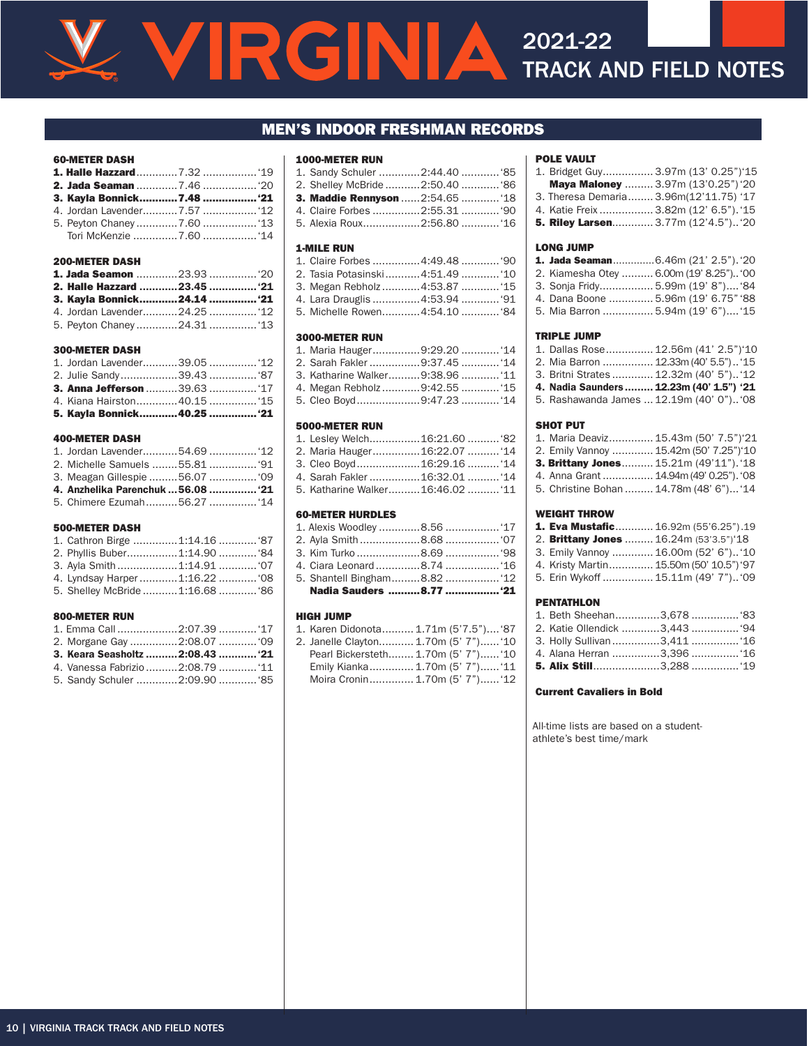# VIRGINIA 2021-22 TRACK AND FIELD NOTES

## MEN'S INDOOR FRESHMAN RECORDS

### 60-METER DASH

| | Name | Mark | Year |
|---|---|---|---|
| **1.** | **Halle Hazzard** | **7.32** | **'19** |
| **2.** | **Jada Seaman** | **7.46** | **'20** |
| **3.** | **Kayla Bonnick** | **7.48** | **'21** |
| 4. | Jordan Lavender | 7.57 | '12 |
| 5. | Peyton Chaney | 7.60 | '13 |
| | Tori McKenzie | 7.60 | '14 |

### 200-METER DASH

| | Name | Mark | Year |
|---|---|---|---|
| **1.** | **Jada Seaman** | **23.93** | **'20** |
| **2.** | **Halle Hazzard** | **23.45** | **'21** |
| **3.** | **Kayla Bonnick** | **24.14** | **'21** |
| 4. | Jordan Lavender | 24.25 | '12 |
| 5. | Peyton Chaney | 24.31 | '13 |

### 300-METER DASH

| | Name | Mark | Year |
|---|---|---|---|
| 1. | Jordan Lavender | 39.05 | '12 |
| 2. | Julie Sandy | 39.43 | '87 |
| **3.** | **Anna Jefferson** | **39.63** | **'17** |
| 4. | Kiana Hairston | 40.15 | '15 |
| **5.** | **Kayla Bonnick** | **40.25** | **'21** |

### 400-METER DASH

| | Name | Mark | Year |
|---|---|---|---|
| 1. | Jordan Lavender | 54.69 | '12 |
| 2. | Michelle Samuels | 55.81 | '91 |
| 3. | Meagan Gillespie | 56.07 | '09 |
| **4.** | **Anzhelika Parenchuk** | **56.08** | **'21** |
| 5. | Chimere Ezumah | 56.27 | '14 |

### 500-METER DASH

| | Name | Mark | Year |
|---|---|---|---|
| 1. | Cathron Birge | 1:14.16 | '87 |
| 2. | Phyllis Buber | 1:14.90 | '84 |
| 3. | Ayla Smith | 1:14.91 | '07 |
| 4. | Lyndsay Harper | 1:16.22 | '08 |
| 5. | Shelley McBride | 1:16.68 | '86 |

### 800-METER RUN

| | Name | Mark | Year |
|---|---|---|---|
| 1. | Emma Call | 2:07.39 | '17 |
| 2. | Morgane Gay | 2:08.07 | '09 |
| **3.** | **Keara Seasholtz** | **2:08.43** | **'21** |
| 4. | Vanessa Fabrizio | 2:08.79 | '11 |
| 5. | Sandy Schuler | 2:09.90 | '85 |

### 1000-METER RUN

| | Name | Mark | Year |
|---|---|---|---|
| 1. | Sandy Schuler | 2:44.40 | '85 |
| 2. | Shelley McBride | 2:50.40 | '86 |
| **3.** | **Maddie Rennyson** | **2:54.65** | **'18** |
| 4. | Claire Forbes | 2:55.31 | '90 |
| 5. | Alexia Roux | 2:56.80 | '16 |

### 1-MILE RUN

| | Name | Mark | Year |
|---|---|---|---|
| 1. | Claire Forbes | 4:49.48 | '90 |
| 2. | Tasia Potasinski | 4:51.49 | '10 |
| 3. | Megan Rebholz | 4:53.87 | '15 |
| 4. | Lara Drauglis | 4:53.94 | '91 |
| 5. | Michelle Rowen | 4:54.10 | '84 |

### 3000-METER RUN

| | Name | Mark | Year |
|---|---|---|---|
| 1. | Maria Hauger | 9:29.20 | '14 |
| 2. | Sarah Fakler | 9:37.45 | '14 |
| 3. | Katharine Walker | 9:38.96 | '11 |
| 4. | Megan Rebholz | 9:42.55 | '15 |
| 5. | Cleo Boyd | 9:47.23 | '14 |

### 5000-METER RUN

| | Name | Mark | Year |
|---|---|---|---|
| 1. | Lesley Welch | 16:21.60 | '82 |
| 2. | Maria Hauger | 16:22.07 | '14 |
| 3. | Cleo Boyd | 16:29.16 | '14 |
| 4. | Sarah Fakler | 16:32.01 | '14 |
| 5. | Katharine Walker | 16:46.02 | '11 |

### 60-METER HURDLES

| | Name | Mark | Year |
|---|---|---|---|
| 1. | Alexis Woodley | 8.56 | '17 |
| 2. | Ayla Smith | 8.68 | '07 |
| 3. | Kim Turko | 8.69 | '98 |
| 4. | Ciara Leonard | 8.74 | '16 |
| 5. | Shantell Bingham | 8.82 | '12 |
| | **Nadia Sauders** | **8.77** | **'21** |

### HIGH JUMP

| | Name | Mark | Year |
|---|---|---|---|
| 1. | Karen Didonota | 1.71m (5'7.5") | '87 |
| 2. | Janelle Clayton | 1.70m (5' 7") | '10 |
| | Pearl Bickersteth | 1.70m (5' 7") | '10 |
| | Emily Kianka | 1.70m (5' 7") | '11 |
| | Moira Cronin | 1.70m (5' 7") | '12 |

### POLE VAULT

| | Name | Mark | Year |
|---|---|---|---|
| 1. | Bridget Guy | 3.97m (13' 0.25") | '15 |
| | **Maya Maloney** | **3.97m (13'0.25")** | **'20** |
| 3. | Theresa Demaria | 3.96m(12'11.75) | '17 |
| 4. | Katie Freix | 3.82m (12' 6.5") | '15 |
| **5.** | **Riley Larsen** | **3.77m (12'4.5")** | **'20** |

### LONG JUMP

| | Name | Mark | Year |
|---|---|---|---|
| **1.** | **Jada Seaman** | **6.46m (21' 2.5")** | **'20** |
| 2. | Kiamesha Otey | 6.00m (19' 8.25") | '00 |
| 3. | Sonja Fridy | 5.99m (19' 8") | '84 |
| 4. | Dana Boone | 5.96m (19' 6.75" | '88 |
| 5. | Mia Barron | 5.94m (19' 6") | '15 |

### TRIPLE JUMP

| | Name | Mark | Year |
|---|---|---|---|
| 1. | Dallas Rose | 12.56m (41' 2.5") | '10 |
| 2. | Mia Barron | 12.33m (40' 5.5") | '15 |
| 3. | Britni Strates | 12.32m (40' 5") | '12 |
| **4.** | **Nadia Saunders** | **12.23m (40' 1.5")** | **'21** |
| 5. | Rashawanda James | 12.19m (40' 0") | '08 |

### SHOT PUT

| | Name | Mark | Year |
|---|---|---|---|
| 1. | Maria Deaviz | 15.43m (50' 7.5") | '21 |
| 2. | Emily Vannoy | 15.42m (50' 7.25") | '10 |
| **3.** | **Brittany Jones** | **15.21m (49'11")** | **'18** |
| 4. | Anna Grant | 14.94m (49' 0.25") | '08 |
| 5. | Christine Bohan | 14.78m (48' 6") | '14 |

### WEIGHT THROW

| | Name | Mark | Year |
|---|---|---|---|
| **1.** | **Eva Mustafic** | **16.92m (55'6.25")** | **.19** |
| 2. | **Brittany Jones** | **16.24m (53'3.5")** | **'18** |
| 3. | Emily Vannoy | 16.00m (52' 6") | '10 |
| 4. | Kristy Martin | 15.50m (50' 10.5") | '97 |
| 5. | Erin Wykoff | 15.11m (49' 7") | '09 |

### PENTATHLON

| | Name | Mark | Year |
|---|---|---|---|
| 1. | Beth Sheehan | 3,678 | '83 |
| 2. | Katie Ollendick | 3,443 | '94 |
| 3. | Holly Sullivan | 3,411 | '16 |
| 4. | Alana Herran | 3,396 | '16 |
| **5.** | **Alix Still** | **3,288** | **'19** |

**Current Cavaliers in Bold**

All-time lists are based on a student-athlete's best time/mark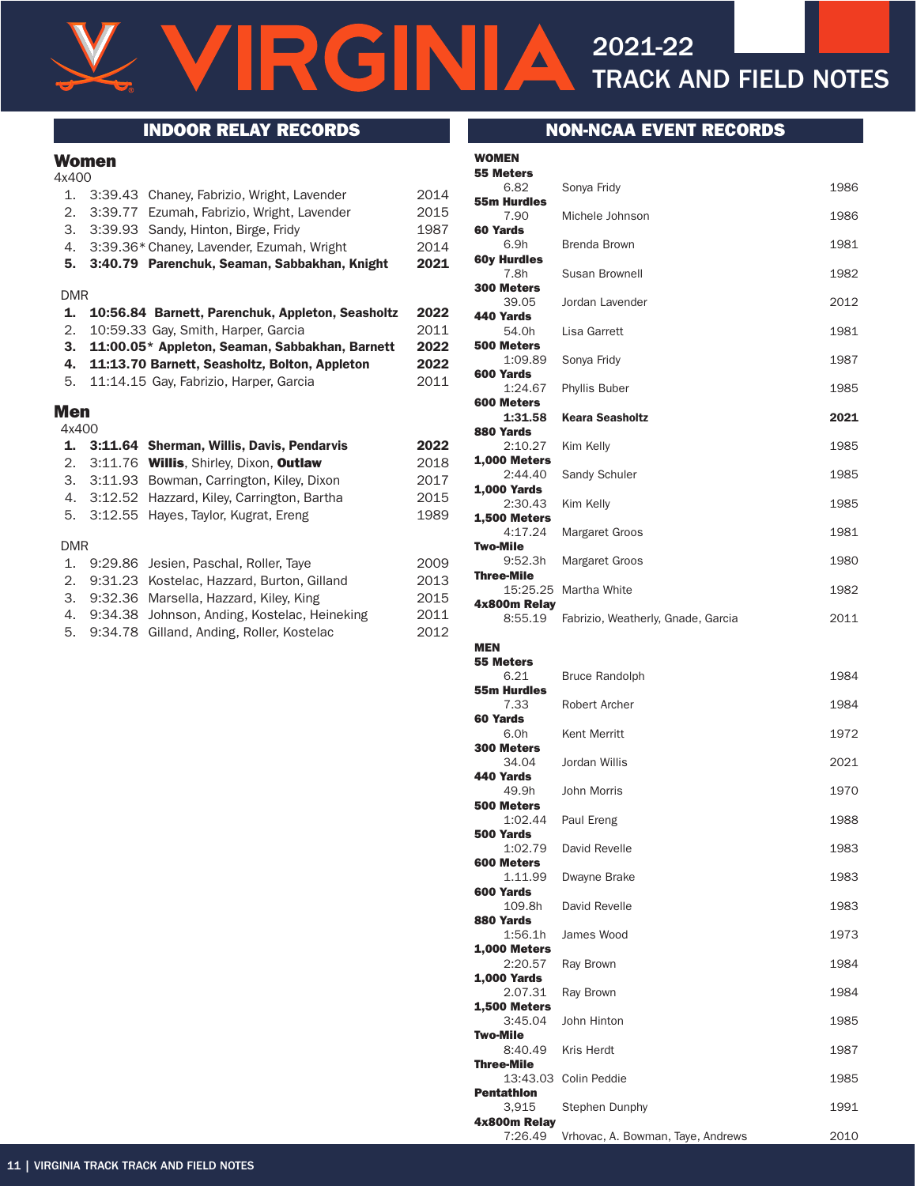# VIRGINIA 2021-22 TRACK AND FIELD NOTES

## INDOOR RELAY RECORDS

### Women

4x400

1. 3:39.43 Chaney, Fabrizio, Wright, Lavender 2014
2. 3:39.77 Ezumah, Fabrizio, Wright, Lavender 2015
3. 3:39.93 Sandy, Hinton, Birge, Fridy 1987
4. 3:39.36* Chaney, Lavender, Ezumah, Wright 2014
5. **3:40.79 Parenchuk, Seaman, Sabbakhan, Knight 2021**

DMR

1. **10:56.84 Barnett, Parenchuk, Appleton, Seasholtz 2022**
2. 10:59.33 Gay, Smith, Harper, Garcia 2011
3. **11:00.05* Appleton, Seaman, Sabbakhan, Barnett 2022**
4. **11:13.70 Barnett, Seasholtz, Bolton, Appleton 2022**
5. 11:14.15 Gay, Fabrizio, Harper, Garcia 2011

### Men

4x400

1. **3:11.64 Sherman, Willis, Davis, Pendarvis 2022**
2. 3:11.76 **Willis**, Shirley, Dixon, **Outlaw** 2018
3. 3:11.93 Bowman, Carrington, Kiley, Dixon 2017
4. 3:12.52 Hazzard, Kiley, Carrington, Bartha 2015
5. 3:12.55 Hayes, Taylor, Kugrat, Ereng 1989

DMR

1. 9:29.86 Jesien, Paschal, Roller, Taye 2009
2. 9:31.23 Kostelac, Hazzard, Burton, Gilland 2013
3. 9:32.36 Marsella, Hazzard, Kiley, King 2015
4. 9:34.38 Johnson, Anding, Kostelac, Heineking 2011
5. 9:34.78 Gilland, Anding, Roller, Kostelac 2012

## NON-NCAA EVENT RECORDS

**WOMEN**

| Event | Mark | Athlete | Year |
|---|---|---|---|
| **55 Meters** | 6.82 | Sonya Fridy | 1986 |
| **55m Hurdles** | 7.90 | Michele Johnson | 1986 |
| **60 Yards** | 6.9h | Brenda Brown | 1981 |
| **60y Hurdles** | 7.8h | Susan Brownell | 1982 |
| **300 Meters** | 39.05 | Jordan Lavender | 2012 |
| **440 Yards** | 54.0h | Lisa Garrett | 1981 |
| **500 Meters** | 1:09.89 | Sonya Fridy | 1987 |
| **600 Yards** | 1:24.67 | Phyllis Buber | 1985 |
| **600 Meters** | **1:31.58** | **Keara Seasholtz** | **2021** |
| **880 Yards** | 2:10.27 | Kim Kelly | 1985 |
| **1,000 Meters** | 2:44.40 | Sandy Schuler | 1985 |
| **1,000 Yards** | 2:30.43 | Kim Kelly | 1985 |
| **1,500 Meters** | 4:17.24 | Margaret Groos | 1981 |
| **Two-Mile** | 9:52.3h | Margaret Groos | 1980 |
| **Three-Mile** | 15:25.25 | Martha White | 1982 |
| **4x800m Relay** | 8:55.19 | Fabrizio, Weatherly, Gnade, Garcia | 2011 |

**MEN**

| Event | Mark | Athlete | Year |
|---|---|---|---|
| **55 Meters** | 6.21 | Bruce Randolph | 1984 |
| **55m Hurdles** | 7.33 | Robert Archer | 1984 |
| **60 Yards** | 6.0h | Kent Merritt | 1972 |
| **300 Meters** | 34.04 | Jordan Willis | 2021 |
| **440 Yards** | 49.9h | John Morris | 1970 |
| **500 Meters** | 1:02.44 | Paul Ereng | 1988 |
| **500 Yards** | 1:02.79 | David Revelle | 1983 |
| **600 Meters** | 1.11.99 | Dwayne Brake | 1983 |
| **600 Yards** | 109.8h | David Revelle | 1983 |
| **880 Yards** | 1:56.1h | James Wood | 1973 |
| **1,000 Meters** | 2:20.57 | Ray Brown | 1984 |
| **1,000 Yards** | 2.07.31 | Ray Brown | 1984 |
| **1,500 Meters** | 3:45.04 | John Hinton | 1985 |
| **Two-Mile** | 8:40.49 | Kris Herdt | 1987 |
| **Three-Mile** | 13:43.03 | Colin Peddie | 1985 |
| **Pentathlon** | 3,915 | Stephen Dunphy | 1991 |
| **4x800m Relay** | 7:26.49 | Vrhovac, A. Bowman, Taye, Andrews | 2010 |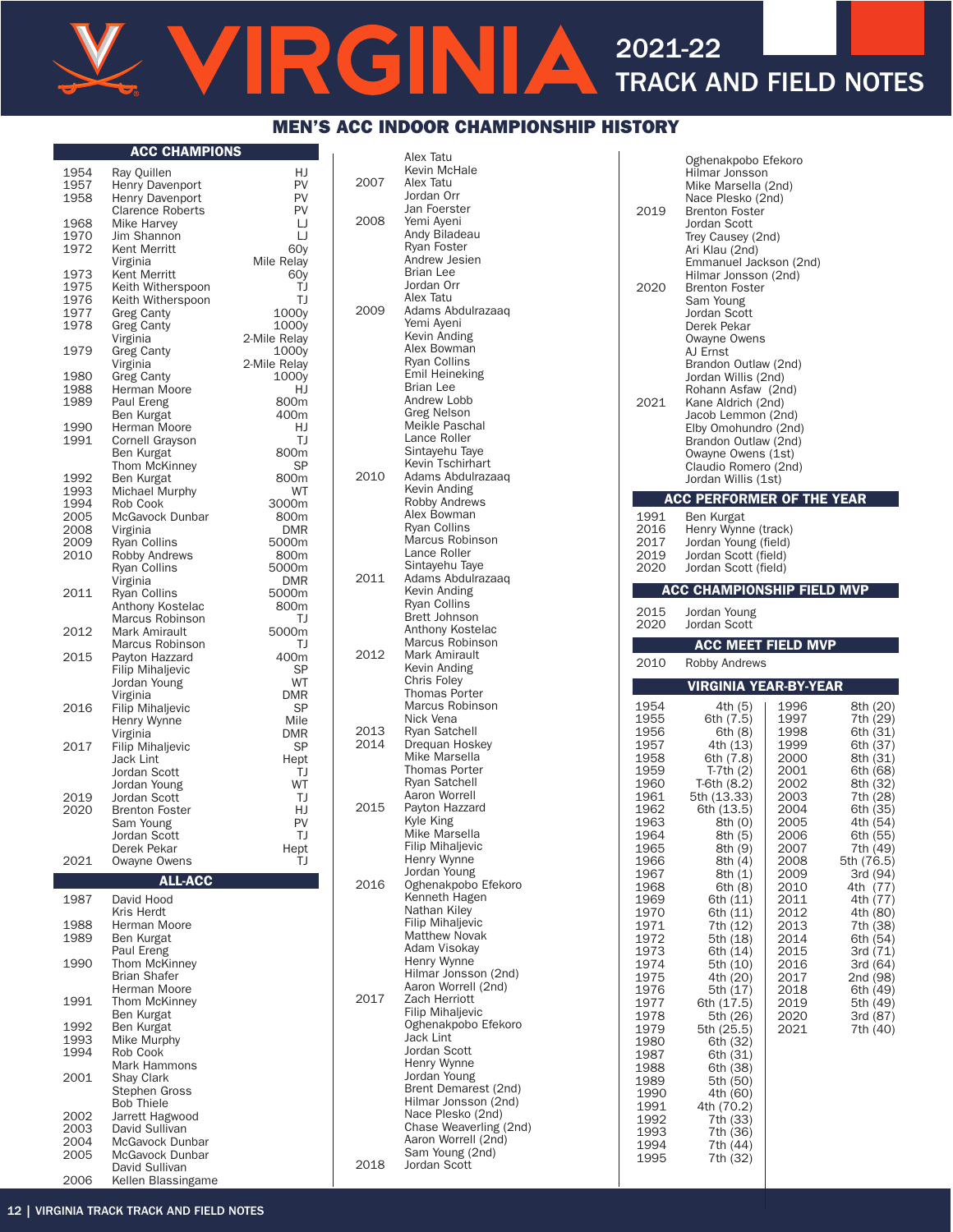# MEN'S ACC INDOOR CHAMPIONSHIP HISTORY

## ACC CHAMPIONS

| Year | Name | Event |
|---|---|---|
| 1954 | Ray Quillen | HJ |
| 1957 | Henry Davenport | PV |
| 1958 | Henry Davenport | PV |
| | Clarence Roberts | PV |
| 1968 | Mike Harvey | LJ |
| 1970 | Jim Shannon | LJ |
| 1972 | Kent Merritt | 60y |
| | Virginia | Mile Relay |
| 1973 | Kent Merritt | 60y |
| 1975 | Keith Witherspoon | TJ |
| 1976 | Keith Witherspoon | TJ |
| 1977 | Greg Canty | 1000y |
| 1978 | Greg Canty | 1000y |
| | Virginia | 2-Mile Relay |
| 1979 | Greg Canty | 1000y |
| | Virginia | 2-Mile Relay |
| 1980 | Greg Canty | 1000y |
| 1988 | Herman Moore | HJ |
| 1989 | Paul Ereng | 800m |
| | Ben Kurgat | 400m |
| 1990 | Herman Moore | HJ |
| 1991 | Cornell Grayson | TJ |
| | Ben Kurgat | 800m |
| | Thom McKinney | SP |
| 1992 | Ben Kurgat | 800m |
| 1993 | Michael Murphy | WT |
| 1994 | Rob Cook | 3000m |
| 2005 | McGavock Dunbar | 800m |
| 2008 | Virginia | DMR |
| 2009 | Ryan Collins | 5000m |
| 2010 | Robby Andrews | 800m |
| | Ryan Collins | 5000m |
| | Virginia | DMR |
| 2011 | Ryan Collins | 5000m |
| | Anthony Kostelac | 800m |
| | Marcus Robinson | TJ |
| 2012 | Mark Amirault | 5000m |
| | Marcus Robinson | TJ |
| 2015 | Payton Hazzard | 400m |
| | Filip Mihaljevic | SP |
| | Jordan Young | WT |
| | Virginia | DMR |
| 2016 | Filip Mihaljevic | SP |
| | Henry Wynne | Mile |
| | Virginia | DMR |
| 2017 | Filip Mihaljevic | SP |
| | Jack Lint | Hept |
| | Jordan Scott | TJ |
| | Jordan Young | WT |
| 2019 | Jordan Scott | TJ |
| 2020 | Brenton Foster | HJ |
| | Sam Young | PV |
| | Jordan Scott | TJ |
| | Derek Pekar | Hept |
| 2021 | Owayne Owens | TJ |

## ALL-ACC

| Year | Name |
|---|---|
| 1987 | David Hood |
| | Kris Herdt |
| 1988 | Herman Moore |
| 1989 | Ben Kurgat |
| | Paul Ereng |
| 1990 | Thom McKinney |
| | Brian Shafer |
| | Herman Moore |
| 1991 | Thom McKinney |
| | Ben Kurgat |
| 1992 | Ben Kurgat |
| 1993 | Mike Murphy |
| 1994 | Rob Cook |
| | Mark Hammons |
| 2001 | Shay Clark |
| | Stephen Gross |
| | Bob Thiele |
| 2002 | Jarrett Hagwood |
| 2003 | David Sullivan |
| 2004 | McGavock Dunbar |
| 2005 | McGavock Dunbar |
| | David Sullivan |
| 2006 | Kellen Blassingame |
| | Alex Tatu |
| | Kevin McHale |
| 2007 | Alex Tatu |
| | Jordan Orr |
| | Jan Foerster |
| 2008 | Yemi Ayeni |
| | Andy Biladeau |
| | Ryan Foster |
| | Andrew Jesien |
| | Brian Lee |
| | Jordan Orr |
| | Alex Tatu |
| 2009 | Adams Abdulrazaaq |
| | Yemi Ayeni |
| | Kevin Anding |
| | Alex Bowman |
| | Ryan Collins |
| | Emil Heineking |
| | Brian Lee |
| | Andrew Lobb |
| | Greg Nelson |
| | Meikle Paschal |
| | Lance Roller |
| | Sintayehu Taye |
| | Kevin Tschirhart |
| 2010 | Adams Abdulrazaaq |
| | Kevin Anding |
| | Robby Andrews |
| | Alex Bowman |
| | Ryan Collins |
| | Marcus Robinson |
| | Lance Roller |
| | Sintayehu Taye |
| 2011 | Adams Abdulrazaaq |
| | Kevin Anding |
| | Ryan Collins |
| | Brett Johnson |
| | Anthony Kostelac |
| | Marcus Robinson |
| 2012 | Mark Amirault |
| | Kevin Anding |
| | Chris Foley |
| | Thomas Porter |
| | Marcus Robinson |
| | Nick Vena |
| 2013 | Ryan Satchell |
| 2014 | Drequan Hoskey |
| | Mike Marsella |
| | Thomas Porter |
| | Ryan Satchell |
| | Aaron Worrell |
| 2015 | Payton Hazzard |
| | Kyle King |
| | Mike Marsella |
| | Filip Mihaljevic |
| | Henry Wynne |
| | Jordan Young |
| 2016 | Oghenakpobo Efekoro |
| | Kenneth Hagen |
| | Nathan Kiley |
| | Filip Mihaljevic |
| | Matthew Novak |
| | Adam Visokay |
| | Henry Wynne |
| | Hilmar Jonsson (2nd) |
| | Aaron Worrell (2nd) |
| 2017 | Zach Herriott |
| | Filip Mihaljevic |
| | Oghenakpobo Efekoro |
| | Jack Lint |
| | Jordan Scott |
| | Henry Wynne |
| | Jordan Young |
| | Brent Demarest (2nd) |
| | Hilmar Jonsson (2nd) |
| | Nace Plesko (2nd) |
| | Chase Weaverling (2nd) |
| | Aaron Worrell (2nd) |
| | Sam Young (2nd) |
| 2018 | Jordan Scott |
| | Oghenakpobo Efekoro |
| | Hilmar Jonsson |
| | Mike Marsella (2nd) |
| | Nace Plesko (2nd) |
| 2019 | Brenton Foster |
| | Jordan Scott |
| | Trey Causey (2nd) |
| | Ari Klau (2nd) |
| | Emmanuel Jackson (2nd) |
| | Hilmar Jonsson (2nd) |
| 2020 | Brenton Foster |
| | Sam Young |
| | Jordan Scott |
| | Derek Pekar |
| | Owayne Owens |
| | AJ Ernst |
| | Brandon Outlaw (2nd) |
| | Jordan Willis (2nd) |
| | Rohann Asfaw (2nd) |
| 2021 | Kane Aldrich (2nd) |
| | Jacob Lemmon (2nd) |
| | Elby Omohundro (2nd) |
| | Brandon Outlaw (2nd) |
| | Owayne Owens (1st) |
| | Claudio Romero (2nd) |
| | Jordan Willis (1st) |

## ACC PERFORMER OF THE YEAR

| Year | Name |
|---|---|
| 1991 | Ben Kurgat |
| 2016 | Henry Wynne (track) |
| 2017 | Jordan Young (field) |
| 2019 | Jordan Scott (field) |
| 2020 | Jordan Scott (field) |

## ACC CHAMPIONSHIP FIELD MVP

| Year | Name |
|---|---|
| 2015 | Jordan Young |
| 2020 | Jordan Scott |

## ACC MEET FIELD MVP

| Year | Name |
|---|---|
| 2010 | Robby Andrews |

## VIRGINIA YEAR-BY-YEAR

| Year | Finish | Year | Finish |
|---|---|---|---|
| 1954 | 4th (5) | 1996 | 8th (20) |
| 1955 | 6th (7.5) | 1997 | 7th (29) |
| 1956 | 6th (8) | 1998 | 6th (31) |
| 1957 | 4th (13) | 1999 | 6th (37) |
| 1958 | 6th (7.8) | 2000 | 8th (31) |
| 1959 | T-7th (2) | 2001 | 6th (68) |
| 1960 | T-6th (8.2) | 2002 | 8th (32) |
| 1961 | 5th (13.33) | 2003 | 7th (28) |
| 1962 | 6th (13.5) | 2004 | 6th (35) |
| 1963 | 8th (0) | 2005 | 4th (54) |
| 1964 | 8th (5) | 2006 | 6th (55) |
| 1965 | 8th (9) | 2007 | 7th (49) |
| 1966 | 8th (4) | 2008 | 5th (76.5) |
| 1967 | 8th (1) | 2009 | 3rd (94) |
| 1968 | 6th (8) | 2010 | 4th (77) |
| 1969 | 6th (11) | 2011 | 4th (77) |
| 1970 | 6th (11) | 2012 | 4th (80) |
| 1971 | 7th (12) | 2013 | 7th (38) |
| 1972 | 5th (18) | 2014 | 6th (54) |
| 1973 | 6th (14) | 2015 | 3rd (71) |
| 1974 | 5th (10) | 2016 | 3rd (64) |
| 1975 | 4th (20) | 2017 | 2nd (98) |
| 1976 | 5th (17) | 2018 | 6th (49) |
| 1977 | 6th (17.5) | 2019 | 5th (49) |
| 1978 | 5th (26) | 2020 | 3rd (87) |
| 1979 | 5th (25.5) | 2021 | 7th (40) |
| 1980 | 6th (32) | | |
| 1987 | 6th (31) | | |
| 1988 | 6th (38) | | |
| 1989 | 5th (50) | | |
| 1990 | 4th (60) | | |
| 1991 | 4th (70.2) | | |
| 1992 | 7th (33) | | |
| 1993 | 7th (36) | | |
| 1994 | 7th (44) | | |
| 1995 | 7th (32) | | |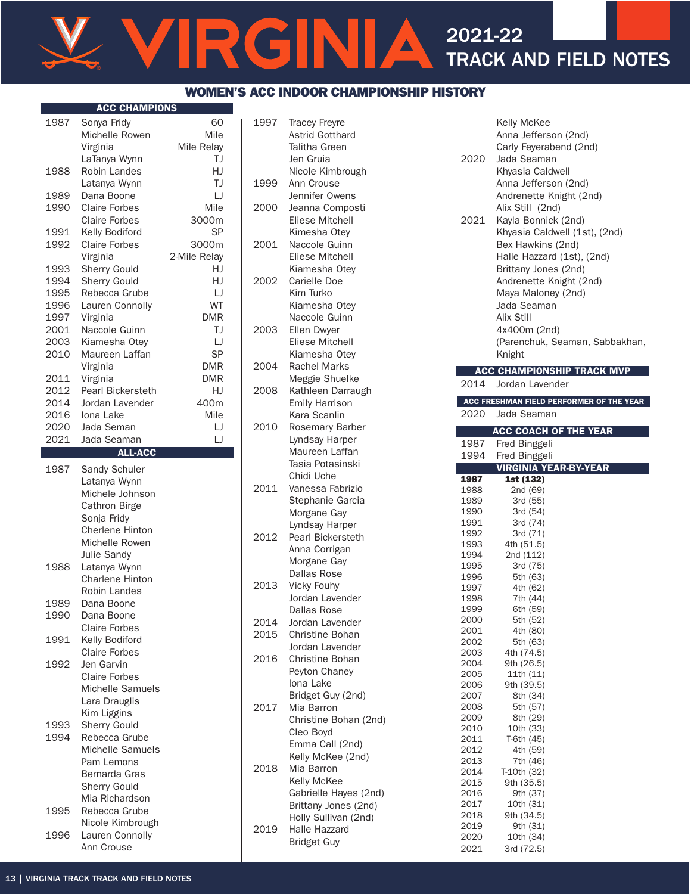# VIRGINIA 2021-22 TRACK AND FIELD NOTES

## WOMEN'S ACC INDOOR CHAMPIONSHIP HISTORY

### ACC CHAMPIONS

| | | |
|---|---|---|
| 1987 | Sonya Fridy | 60 |
| | Michelle Rowen | Mile |
| | Virginia | Mile Relay |
| | LaTanya Wynn | TJ |
| 1988 | Robin Landes | HJ |
| | Latanya Wynn | TJ |
| 1989 | Dana Boone | LJ |
| 1990 | Claire Forbes | Mile |
| | Claire Forbes | 3000m |
| 1991 | Kelly Bodiford | SP |
| 1992 | Claire Forbes | 3000m |
| | Virginia | 2-Mile Relay |
| 1993 | Sherry Gould | HJ |
| 1994 | Sherry Gould | HJ |
| 1995 | Rebecca Grube | LJ |
| 1996 | Lauren Connolly | WT |
| 1997 | Virginia | DMR |
| 2001 | Naccole Guinn | TJ |
| 2003 | Kiamesha Otey | LJ |
| 2010 | Maureen Laffan | SP |
| | Virginia | DMR |
| 2011 | Virginia | DMR |
| 2012 | Pearl Bickersteth | HJ |
| 2014 | Jordan Lavender | 400m |
| 2016 | Iona Lake | Mile |
| 2020 | Jada Seman | LJ |
| 2021 | Jada Seaman | LJ |

### ALL-ACC

| | |
|---|---|
| 1987 | Sandy Schuler |
| | Latanya Wynn |
| | Michele Johnson |
| | Cathron Birge |
| | Sonja Fridy |
| | Cherlene Hinton |
| | Michelle Rowen |
| | Julie Sandy |
| 1988 | Latanya Wynn |
| | Charlene Hinton |
| | Robin Landes |
| 1989 | Dana Boone |
| 1990 | Dana Boone |
| | Claire Forbes |
| 1991 | Kelly Bodiford |
| | Claire Forbes |
| 1992 | Jen Garvin |
| | Claire Forbes |
| | Michelle Samuels |
| | Lara Drauglis |
| | Kim Liggins |
| 1993 | Sherry Gould |
| 1994 | Rebecca Grube |
| | Michelle Samuels |
| | Pam Lemons |
| | Bernarda Gras |
| | Sherry Gould |
| | Mia Richardson |
| 1995 | Rebecca Grube |
| | Nicole Kimbrough |
| 1996 | Lauren Connolly |
| | Ann Crouse |
| 1997 | Tracey Freyre |
| | Astrid Gotthard |
| | Talitha Green |
| | Jen Gruia |
| | Nicole Kimbrough |
| 1999 | Ann Crouse |
| | Jennifer Owens |
| 2000 | Jeanna Composti |
| | Eliese Mitchell |
| | Kimesha Otey |
| 2001 | Naccole Guinn |
| | Eliese Mitchell |
| | Kiamesha Otey |
| 2002 | Carielle Doe |
| | Kim Turko |
| | Kiamesha Otey |
| | Naccole Guinn |
| 2003 | Ellen Dwyer |
| | Eliese Mitchell |
| | Kiamesha Otey |
| 2004 | Rachel Marks |
| | Meggie Shuelke |
| 2008 | Kathleen Darraugh |
| | Emily Harrison |
| | Kara Scanlin |
| 2010 | Rosemary Barber |
| | Lyndsay Harper |
| | Maureen Laffan |
| | Tasia Potasinski |
| | Chidi Uche |
| 2011 | Vanessa Fabrizio |
| | Stephanie Garcia |
| | Morgane Gay |
| | Lyndsay Harper |
| 2012 | Pearl Bickersteth |
| | Anna Corrigan |
| | Morgane Gay |
| | Dallas Rose |
| 2013 | Vicky Fouhy |
| | Jordan Lavender |
| | Dallas Rose |
| 2014 | Jordan Lavender |
| 2015 | Christine Bohan |
| | Jordan Lavender |
| 2016 | Christine Bohan |
| | Peyton Chaney |
| | Iona Lake |
| | Bridget Guy (2nd) |
| 2017 | Mia Barron |
| | Christine Bohan (2nd) |
| | Cleo Boyd |
| | Emma Call (2nd) |
| | Kelly McKee (2nd) |
| 2018 | Mia Barron |
| | Kelly McKee |
| | Gabrielle Hayes (2nd) |
| | Brittany Jones (2nd) |
| | Holly Sullivan (2nd) |
| 2019 | Halle Hazzard |
| | Bridget Guy |
| | Kelly McKee |
| | Anna Jefferson (2nd) |
| | Carly Feyerabend (2nd) |
| 2020 | Jada Seaman |
| | Khyasia Caldwell |
| | Anna Jefferson (2nd) |
| | Andrenette Knight (2nd) |
| | Alix Still (2nd) |
| 2021 | Kayla Bonnick (2nd) |
| | Khyasia Caldwell (1st), (2nd) |
| | Bex Hawkins (2nd) |
| | Halle Hazzard (1st), (2nd) |
| | Brittany Jones (2nd) |
| | Andrenette Knight (2nd) |
| | Maya Maloney (2nd) |
| | Jada Seaman |
| | Alix Still |
| | 4x400m (2nd) (Parenchuk, Seaman, Sabbakhan, Knight |

### ACC CHAMPIONSHIP TRACK MVP

2014 Jordan Lavender

### ACC FRESHMAN FIELD PERFORMER OF THE YEAR

2020 Jada Seaman

### ACC COACH OF THE YEAR

1987 Fred Binggeli
1994 Fred Binggeli

### VIRGINIA YEAR-BY-YEAR

| | |
|---|---|
| **1987** | **1st (132)** |
| 1988 | 2nd (69) |
| 1989 | 3rd (55) |
| 1990 | 3rd (54) |
| 1991 | 3rd (74) |
| 1992 | 3rd (71) |
| 1993 | 4th (51.5) |
| 1994 | 2nd (112) |
| 1995 | 3rd (75) |
| 1996 | 5th (63) |
| 1997 | 4th (62) |
| 1998 | 7th (44) |
| 1999 | 6th (59) |
| 2000 | 5th (52) |
| 2001 | 4th (80) |
| 2002 | 5th (63) |
| 2003 | 4th (74.5) |
| 2004 | 9th (26.5) |
| 2005 | 11th (11) |
| 2006 | 9th (39.5) |
| 2007 | 8th (34) |
| 2008 | 5th (57) |
| 2009 | 8th (29) |
| 2010 | 10th (33) |
| 2011 | T-6th (45) |
| 2012 | 4th (59) |
| 2013 | 7th (46) |
| 2014 | T-10th (32) |
| 2015 | 9th (35.5) |
| 2016 | 9th (37) |
| 2017 | 10th (31) |
| 2018 | 9th (34.5) |
| 2019 | 9th (31) |
| 2020 | 10th (34) |
| 2021 | 3rd (72.5) |